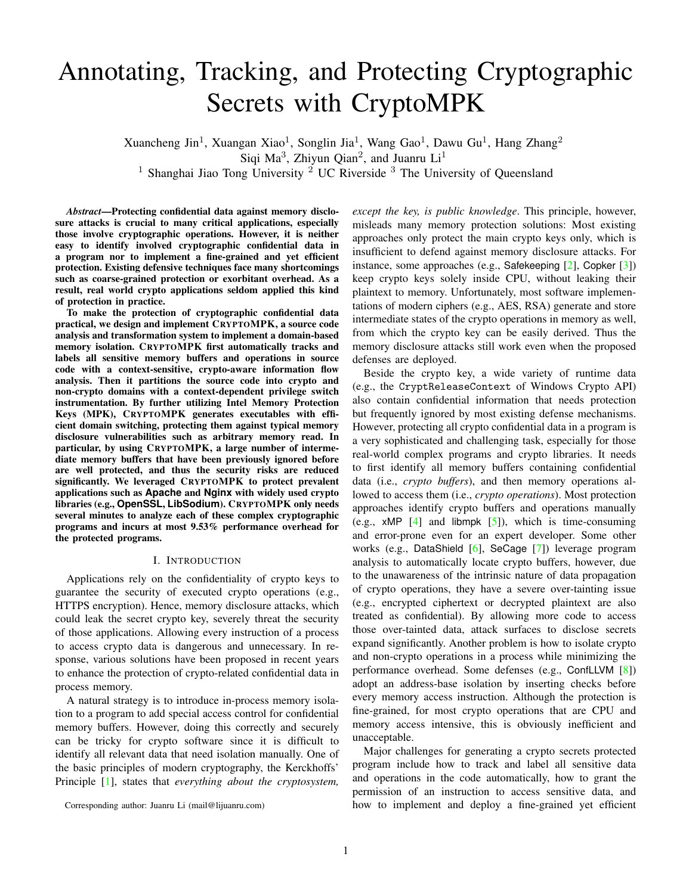# Annotating, Tracking, and Protecting Cryptographic Secrets with CryptoMPK

Xuancheng Jin[1], Xuangan Xiao[1], Songlin Jia[1], Wang Gao[1], Dawu Gu[1], Hang Zhang[2]
Siqi Ma[3], Zhiyun Qian[2], and Juanru Li[1]

[1] Shanghai Jiao Tong University [2] UC Riverside [3] The University of Queensland

***Abstract*—Protecting confidential data against memory disclosure attacks is crucial to many critical applications, especially those involve cryptographic operations. However, it is neither easy to identify involved cryptographic confidential data in a program nor to implement a fine-grained and yet efficient protection. Existing defensive techniques face many shortcomings such as coarse-grained protection or exorbitant overhead. As a result, real world crypto applications seldom applied this kind of protection in practice.**

**To make the protection of cryptographic confidential data practical, we design and implement CRYPTOMPK, a source code analysis and transformation system to implement a domain-based memory isolation. CRYPTOMPK first automatically tracks and labels all sensitive memory buffers and operations in source code with a context-sensitive, crypto-aware information flow analysis. Then it partitions the source code into crypto and non-crypto domains with a context-dependent privilege switch instrumentation. By further utilizing Intel Memory Protection Keys (MPK), CRYPTOMPK generates executables with efficient domain switching, protecting them against typical memory disclosure vulnerabilities such as arbitrary memory read. In particular, by using CRYPTOMPK, a large number of intermediate memory buffers that have been previously ignored before are well protected, and thus the security risks are reduced significantly. We leveraged CRYPTOMPK to protect prevalent applications such as Apache and Nginx with widely used crypto libraries (e.g., OpenSSL, LibSodium). CRYPTOMPK only needs several minutes to analyze each of these complex cryptographic programs and incurs at most 9.53% performance overhead for the protected programs.**

## I. Introduction

Applications rely on the confidentiality of crypto keys to guarantee the security of executed crypto operations (e.g., HTTPS encryption). Hence, memory disclosure attacks, which could leak the secret crypto key, severely threat the security of those applications. Allowing every instruction of a process to access crypto data is dangerous and unnecessary. In response, various solutions have been proposed in recent years to enhance the protection of crypto-related confidential data in process memory.

A natural strategy is to introduce in-process memory isolation to a program to add special access control for confidential memory buffers. However, doing this correctly and securely can be tricky for crypto software since it is difficult to identify all relevant data that need isolation manually. One of the basic principles of modern cryptography, the Kerckhoffs' Principle [1], states that *everything about the cryptosystem, except the key, is public knowledge*. This principle, however, misleads many memory protection solutions: Most existing approaches only protect the main crypto keys only, which is insufficient to defend against memory disclosure attacks. For instance, some approaches (e.g., Safekeeping [2], Copker [3]) keep crypto keys solely inside CPU, without leaking their plaintext to memory. Unfortunately, most software implementations of modern ciphers (e.g., AES, RSA) generate and store intermediate states of the crypto operations in memory as well, from which the crypto key can be easily derived. Thus the memory disclosure attacks still work even when the proposed defenses are deployed.

Beside the crypto key, a wide variety of runtime data (e.g., the `CryptReleaseContext` of Windows Crypto API) also contain confidential information that needs protection but frequently ignored by most existing defense mechanisms. However, protecting all crypto confidential data in a program is a very sophisticated and challenging task, especially for those real-world complex programs and crypto libraries. It needs to first identify all memory buffers containing confidential data (i.e., *crypto buffers*), and then memory operations allowed to access them (i.e., *crypto operations*). Most protection approaches identify crypto buffers and operations manually (e.g., xMP [4] and libmpk [5]), which is time-consuming and error-prone even for an expert developer. Some other works (e.g., DataShield [6], SeCage [7]) leverage program analysis to automatically locate crypto buffers, however, due to the unawareness of the intrinsic nature of data propagation of crypto operations, they have a severe over-tainting issue (e.g., encrypted ciphertext or decrypted plaintext are also treated as confidential). By allowing more code to access those over-tainted data, attack surfaces to disclose secrets expand significantly. Another problem is how to isolate crypto and non-crypto operations in a process while minimizing the performance overhead. Some defenses (e.g., ConfLLVM [8]) adopt an address-base isolation by inserting checks before every memory access instruction. Although the protection is fine-grained, for most crypto operations that are CPU and memory access intensive, this is obviously inefficient and unacceptable.

Major challenges for generating a crypto secrets protected program include how to track and label all sensitive data and operations in the code automatically, how to grant the permission of an instruction to access sensitive data, and how to implement and deploy a fine-grained yet efficient

Corresponding author: Juanru Li (mail@lijuanru.com)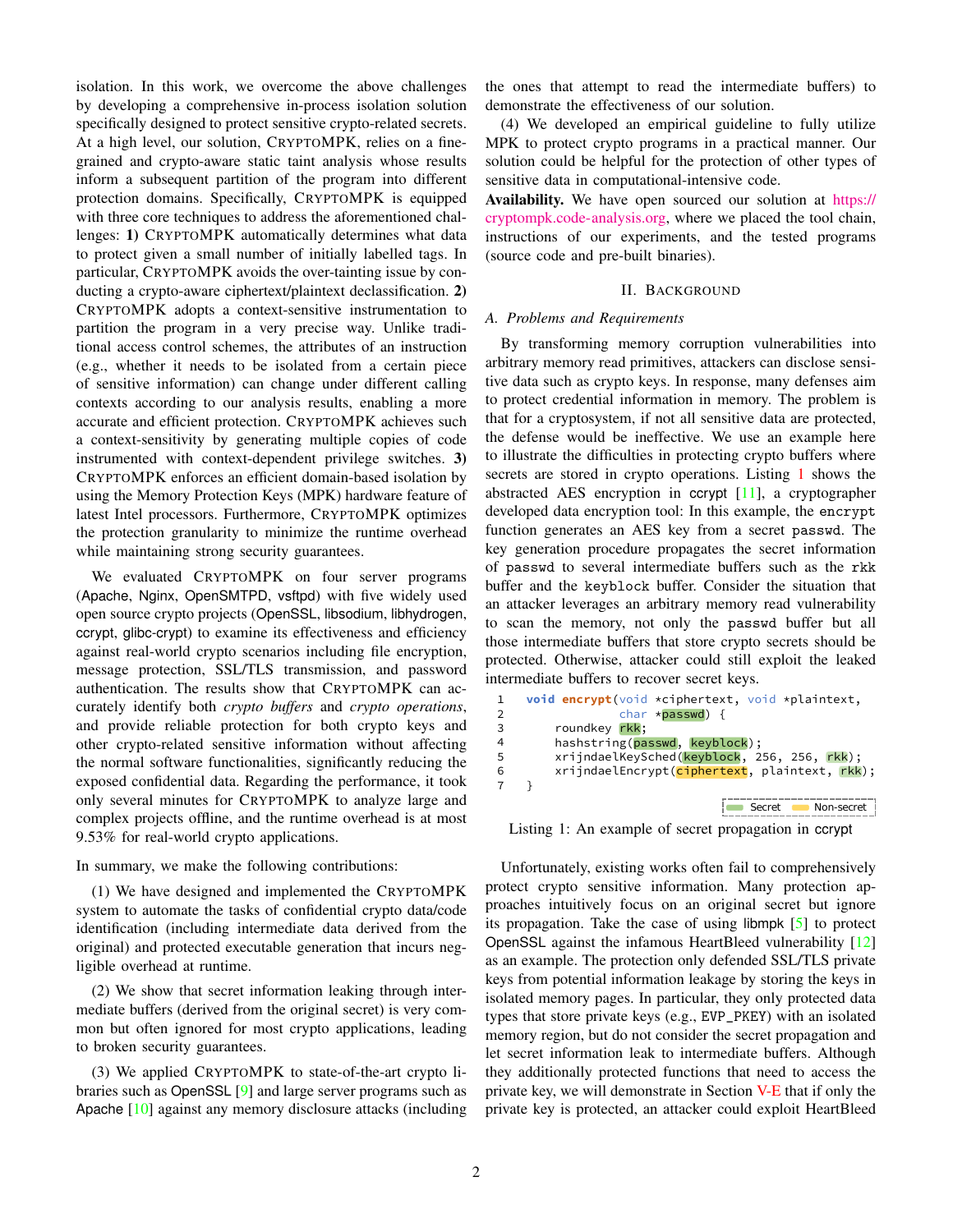isolation. In this work, we overcome the above challenges by developing a comprehensive in-process isolation solution specifically designed to protect sensitive crypto-related secrets. At a high level, our solution, CRYPTOMPK, relies on a fine-grained and crypto-aware static taint analysis whose results inform a subsequent partition of the program into different protection domains. Specifically, CRYPTOMPK is equipped with three core techniques to address the aforementioned challenges: **1)** CRYPTOMPK automatically determines what data to protect given a small number of initially labelled tags. In particular, CRYPTOMPK avoids the over-tainting issue by conducting a crypto-aware ciphertext/plaintext declassification. **2)** CRYPTOMPK adopts a context-sensitive instrumentation to partition the program in a very precise way. Unlike traditional access control schemes, the attributes of an instruction (e.g., whether it needs to be isolated from a certain piece of sensitive information) can change under different calling contexts according to our analysis results, enabling a more accurate and efficient protection. CRYPTOMPK achieves such a context-sensitivity by generating multiple copies of code instrumented with context-dependent privilege switches. **3)** CRYPTOMPK enforces an efficient domain-based isolation by using the Memory Protection Keys (MPK) hardware feature of latest Intel processors. Furthermore, CRYPTOMPK optimizes the protection granularity to minimize the runtime overhead while maintaining strong security guarantees.

We evaluated CRYPTOMPK on four server programs (Apache, Nginx, OpenSMTPD, vsftpd) with five widely used open source crypto projects (OpenSSL, libsodium, libhydrogen, ccrypt, glibc-crypt) to examine its effectiveness and efficiency against real-world crypto scenarios including file encryption, message protection, SSL/TLS transmission, and password authentication. The results show that CRYPTOMPK can accurately identify both *crypto buffers* and *crypto operations*, and provide reliable protection for both crypto keys and other crypto-related sensitive information without affecting the normal software functionalities, significantly reducing the exposed confidential data. Regarding the performance, it took only several minutes for CRYPTOMPK to analyze large and complex projects offline, and the runtime overhead is at most 9.53% for real-world crypto applications.

In summary, we make the following contributions:

(1) We have designed and implemented the CRYPTOMPK system to automate the tasks of confidential crypto data/code identification (including intermediate data derived from the original) and protected executable generation that incurs negligible overhead at runtime.

(2) We show that secret information leaking through intermediate buffers (derived from the original secret) is very common but often ignored for most crypto applications, leading to broken security guarantees.

(3) We applied CRYPTOMPK to state-of-the-art crypto libraries such as OpenSSL [9] and large server programs such as Apache [10] against any memory disclosure attacks (including the ones that attempt to read the intermediate buffers) to demonstrate the effectiveness of our solution.

(4) We developed an empirical guideline to fully utilize MPK to protect crypto programs in a practical manner. Our solution could be helpful for the protection of other types of sensitive data in computational-intensive code.

**Availability.** We have open sourced our solution at https://cryptompk.code-analysis.org, where we placed the tool chain, instructions of our experiments, and the tested programs (source code and pre-built binaries).

## II. BACKGROUND

### A. Problems and Requirements

By transforming memory corruption vulnerabilities into arbitrary memory read primitives, attackers can disclose sensitive data such as crypto keys. In response, many defenses aim to protect credential information in memory. The problem is that for a cryptosystem, if not all sensitive data are protected, the defense would be ineffective. We use an example here to illustrate the difficulties in protecting crypto buffers where secrets are stored in crypto operations. Listing 1 shows the abstracted AES encryption in ccrypt [11], a cryptographer developed data encryption tool: In this example, the `encrypt` function generates an AES key from a secret `passwd`. The key generation procedure propagates the secret information of `passwd` to several intermediate buffers such as the `rkk` buffer and the `keyblock` buffer. Consider the situation that an attacker leverages an arbitrary memory read vulnerability to scan the memory, not only the `passwd` buffer but all those intermediate buffers that store crypto secrets should be protected. Otherwise, attacker could still exploit the leaked intermediate buffers to recover secret keys.

```
1  void encrypt(void *ciphertext, void *plaintext,
2              char *passwd) {
3      roundkey rkk;
4      hashstring(passwd, keyblock);
5      xrijndaelKeySched(keyblock, 256, 256, rkk);
6      xrijndaelEncrypt(ciphertext, plaintext, rkk);
7  }
```

Secret | Non-secret

Listing 1: An example of secret propagation in ccrypt

Unfortunately, existing works often fail to comprehensively protect crypto sensitive information. Many protection approaches intuitively focus on an original secret but ignore its propagation. Take the case of using libmpk [5] to protect OpenSSL against the infamous HeartBleed vulnerability [12] as an example. The protection only defended SSL/TLS private keys from potential information leakage by storing the keys in isolated memory pages. In particular, they only protected data types that store private keys (e.g., `EVP_PKEY`) with an isolated memory region, but do not consider the secret propagation and let secret information leak to intermediate buffers. Although they additionally protected functions that need to access the private key, we will demonstrate in Section V-E that if only the private key is protected, an attacker could exploit HeartBleed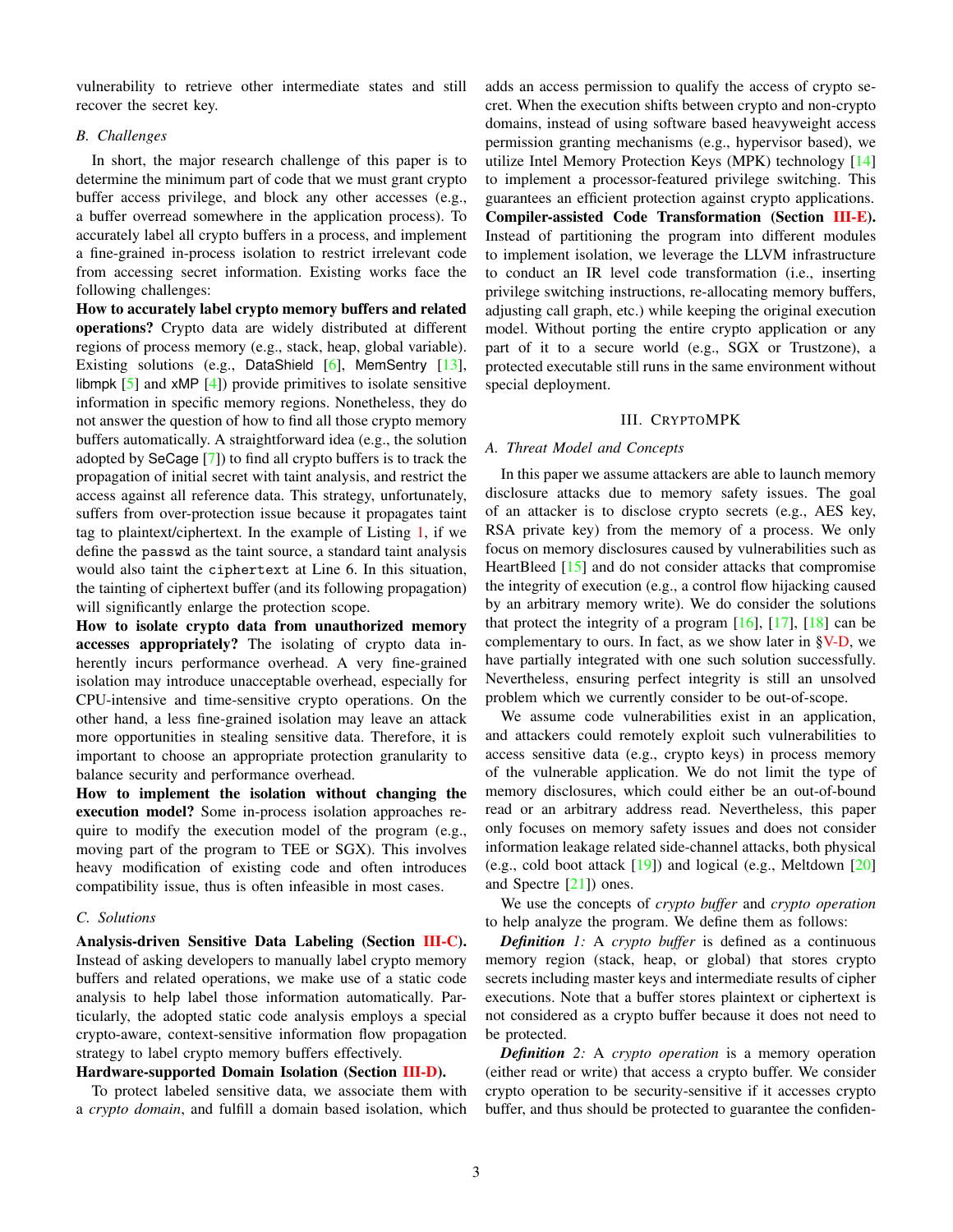vulnerability to retrieve other intermediate states and still recover the secret key.

### B. Challenges

In short, the major research challenge of this paper is to determine the minimum part of code that we must grant crypto buffer access privilege, and block any other accesses (e.g., a buffer overread somewhere in the application process). To accurately label all crypto buffers in a process, and implement a fine-grained in-process isolation to restrict irrelevant code from accessing secret information. Existing works face the following challenges:

**How to accurately label crypto memory buffers and related operations?** Crypto data are widely distributed at different regions of process memory (e.g., stack, heap, global variable). Existing solutions (e.g., DataShield [6], MemSentry [13], libmpk [5] and xMP [4]) provide primitives to isolate sensitive information in specific memory regions. Nonetheless, they do not answer the question of how to find all those crypto memory buffers automatically. A straightforward idea (e.g., the solution adopted by SeCage [7]) to find all crypto buffers is to track the propagation of initial secret with taint analysis, and restrict the access against all reference data. This strategy, unfortunately, suffers from over-protection issue because it propagates taint tag to plaintext/ciphertext. In the example of Listing 1, if we define the passwd as the taint source, a standard taint analysis would also taint the ciphertext at Line 6. In this situation, the tainting of ciphertext buffer (and its following propagation) will significantly enlarge the protection scope.

**How to isolate crypto data from unauthorized memory accesses appropriately?** The isolating of crypto data inherently incurs performance overhead. A very fine-grained isolation may introduce unacceptable overhead, especially for CPU-intensive and time-sensitive crypto operations. On the other hand, a less fine-grained isolation may leave an attack more opportunities in stealing sensitive data. Therefore, it is important to choose an appropriate protection granularity to balance security and performance overhead.

**How to implement the isolation without changing the execution model?** Some in-process isolation approaches require to modify the execution model of the program (e.g., moving part of the program to TEE or SGX). This involves heavy modification of existing code and often introduces compatibility issue, thus is often infeasible in most cases.

### C. Solutions

**Analysis-driven Sensitive Data Labeling (Section III-C).** Instead of asking developers to manually label crypto memory buffers and related operations, we make use of a static code analysis to help label those information automatically. Particularly, the adopted static code analysis employs a special crypto-aware, context-sensitive information flow propagation strategy to label crypto memory buffers effectively.

**Hardware-supported Domain Isolation (Section III-D).** To protect labeled sensitive data, we associate them with a *crypto domain*, and fulfill a domain based isolation, which adds an access permission to qualify the access of crypto secret. When the execution shifts between crypto and non-crypto domains, instead of using software based heavyweight access permission granting mechanisms (e.g., hypervisor based), we utilize Intel Memory Protection Keys (MPK) technology [14] to implement a processor-featured privilege switching. This guarantees an efficient protection against crypto applications.

**Compiler-assisted Code Transformation (Section III-E).** Instead of partitioning the program into different modules to implement isolation, we leverage the LLVM infrastructure to conduct an IR level code transformation (i.e., inserting privilege switching instructions, re-allocating memory buffers, adjusting call graph, etc.) while keeping the original execution model. Without porting the entire crypto application or any part of it to a secure world (e.g., SGX or Trustzone), a protected executable still runs in the same environment without special deployment.

## III. CryptoMPK

### A. Threat Model and Concepts

In this paper we assume attackers are able to launch memory disclosure attacks due to memory safety issues. The goal of an attacker is to disclose crypto secrets (e.g., AES key, RSA private key) from the memory of a process. We only focus on memory disclosures caused by vulnerabilities such as HeartBleed [15] and do not consider attacks that compromise the integrity of execution (e.g., a control flow hijacking caused by an arbitrary memory write). We do consider the solutions that protect the integrity of a program [16], [17], [18] can be complementary to ours. In fact, as we show later in §V-D, we have partially integrated with one such solution successfully. Nevertheless, ensuring perfect integrity is still an unsolved problem which we currently consider to be out-of-scope.

We assume code vulnerabilities exist in an application, and attackers could remotely exploit such vulnerabilities to access sensitive data (e.g., crypto keys) in process memory of the vulnerable application. We do not limit the type of memory disclosures, which could either be an out-of-bound read or an arbitrary address read. Nevertheless, this paper only focuses on memory safety issues and does not consider information leakage related side-channel attacks, both physical (e.g., cold boot attack [19]) and logical (e.g., Meltdown [20] and Spectre [21]) ones.

We use the concepts of *crypto buffer* and *crypto operation* to help analyze the program. We define them as follows:

***Definition 1:*** A *crypto buffer* is defined as a continuous memory region (stack, heap, or global) that stores crypto secrets including master keys and intermediate results of cipher executions. Note that a buffer stores plaintext or ciphertext is not considered as a crypto buffer because it does not need to be protected.

***Definition 2:*** A *crypto operation* is a memory operation (either read or write) that access a crypto buffer. We consider crypto operation to be security-sensitive if it accesses crypto buffer, and thus should be protected to guarantee the confiden-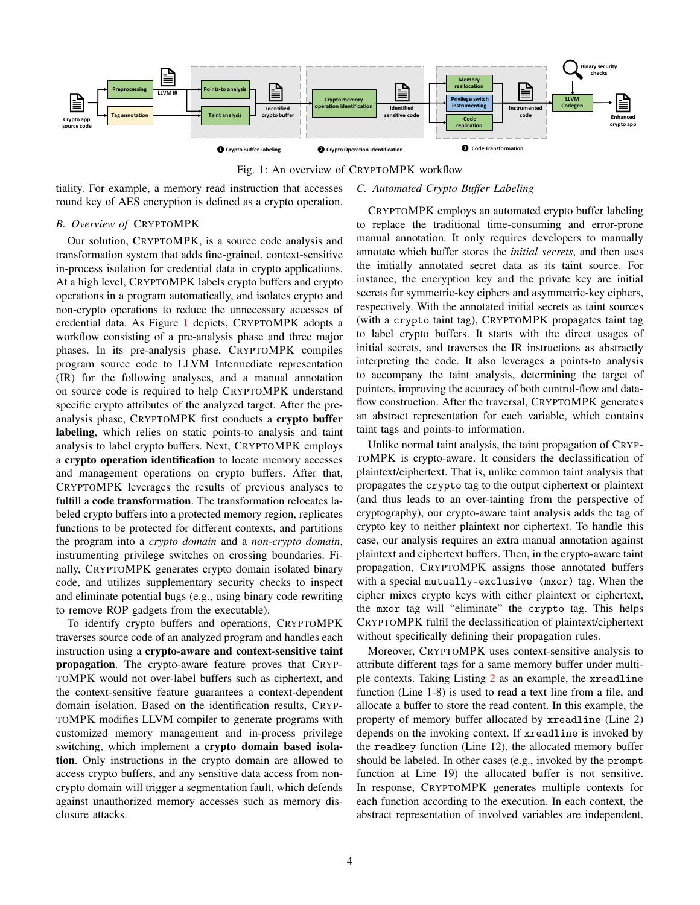Fig. 1: An overview of CRYPTOMPK workflow

tiality. For example, a memory read instruction that accesses round key of AES encryption is defined as a crypto operation.

### B. Overview of CRYPTOMPK

Our solution, CRYPTOMPK, is a source code analysis and transformation system that adds fine-grained, context-sensitive in-process isolation for credential data in crypto applications. At a high level, CRYPTOMPK labels crypto buffers and crypto operations in a program automatically, and isolates crypto and non-crypto operations to reduce the unnecessary accesses of credential data. As Figure 1 depicts, CRYPTOMPK adopts a workflow consisting of a pre-analysis phase and three major phases. In its pre-analysis phase, CRYPTOMPK compiles program source code to LLVM Intermediate representation (IR) for the following analyses, and a manual annotation on source code is required to help CRYPTOMPK understand specific crypto attributes of the analyzed target. After the pre-analysis phase, CRYPTOMPK first conducts a **crypto buffer labeling**, which relies on static points-to analysis and taint analysis to label crypto buffers. Next, CRYPTOMPK employs a **crypto operation identification** to locate memory accesses and management operations on crypto buffers. After that, CRYPTOMPK leverages the results of previous analyses to fulfill a **code transformation**. The transformation relocates labeled crypto buffers into a protected memory region, replicates functions to be protected for different contexts, and partitions the program into a *crypto domain* and a *non-crypto domain*, instrumenting privilege switches on crossing boundaries. Finally, CRYPTOMPK generates crypto domain isolated binary code, and utilizes supplementary security checks to inspect and eliminate potential bugs (e.g., using binary code rewriting to remove ROP gadgets from the executable).

To identify crypto buffers and operations, CRYPTOMPK traverses source code of an analyzed program and handles each instruction using a **crypto-aware and context-sensitive taint propagation**. The crypto-aware feature proves that CRYPTOMPK would not over-label buffers such as ciphertext, and the context-sensitive feature guarantees a context-dependent domain isolation. Based on the identification results, CRYPTOMPK modifies LLVM compiler to generate programs with customized memory management and in-process privilege switching, which implement a **crypto domain based isolation**. Only instructions in the crypto domain are allowed to access crypto buffers, and any sensitive data access from non-crypto domain will trigger a segmentation fault, which defends against unauthorized memory accesses such as memory disclosure attacks.

### C. Automated Crypto Buffer Labeling

CRYPTOMPK employs an automated crypto buffer labeling to replace the traditional time-consuming and error-prone manual annotation. It only requires developers to manually annotate which buffer stores the *initial secrets*, and then uses the initially annotated secret data as its taint source. For instance, the encryption key and the private key are initial secrets for symmetric-key ciphers and asymmetric-key ciphers, respectively. With the annotated initial secrets as taint sources (with a `crypto` taint tag), CRYPTOMPK propagates taint tag to label crypto buffers. It starts with the direct usages of initial secrets, and traverses the IR instructions as abstractly interpreting the code. It also leverages a points-to analysis to accompany the taint analysis, determining the target of pointers, improving the accuracy of both control-flow and data-flow construction. After the traversal, CRYPTOMPK generates an abstract representation for each variable, which contains taint tags and points-to information.

Unlike normal taint analysis, the taint propagation of CRYPTOMPK is crypto-aware. It considers the declassification of plaintext/ciphertext. That is, unlike common taint analysis that propagates the `crypto` tag to the output ciphertext or plaintext (and thus leads to an over-tainting from the perspective of cryptography), our crypto-aware taint analysis adds the tag of crypto key to neither plaintext nor ciphertext. To handle this case, our analysis requires an extra manual annotation against plaintext and ciphertext buffers. Then, in the crypto-aware taint propagation, CRYPTOMPK assigns those annotated buffers with a special `mutually-exclusive (mxor)` tag. When the cipher mixes crypto keys with either plaintext or ciphertext, the `mxor` tag will "eliminate" the `crypto` tag. This helps CRYPTOMPK fulfil the declassification of plaintext/ciphertext without specifically defining their propagation rules.

Moreover, CRYPTOMPK uses context-sensitive analysis to attribute different tags for a same memory buffer under multiple contexts. Taking Listing 2 as an example, the `xreadline` function (Line 1-8) is used to read a text line from a file, and allocate a buffer to store the read content. In this example, the property of memory buffer allocated by `xreadline` (Line 2) depends on the invoking context. If `xreadline` is invoked by the `readkey` function (Line 12), the allocated memory buffer should be labeled. In other cases (e.g., invoked by the `prompt` function at Line 19) the allocated buffer is not sensitive. In response, CRYPTOMPK generates multiple contexts for each function according to the execution. In each context, the abstract representation of involved variables are independent.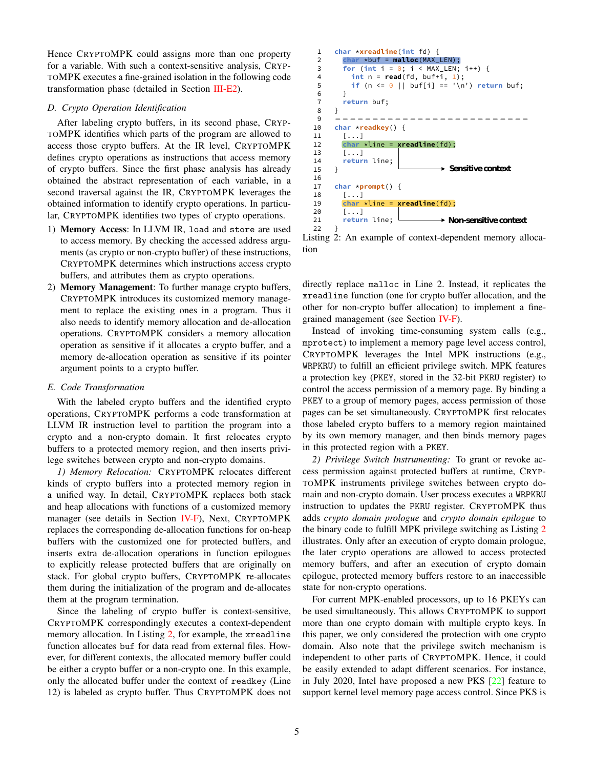Hence CRYPTOMPK could assigns more than one property for a variable. With such a context-sensitive analysis, CRYPTOMPK executes a fine-grained isolation in the following code transformation phase (detailed in Section III-E2).

### D. Crypto Operation Identification

After labeling crypto buffers, in its second phase, CRYPTOMPK identifies which parts of the program are allowed to access those crypto buffers. At the IR level, CRYPTOMPK defines crypto operations as instructions that access memory of crypto buffers. Since the first phase analysis has already obtained the abstract representation of each variable, in a second traversal against the IR, CRYPTOMPK leverages the obtained information to identify crypto operations. In particular, CRYPTOMPK identifies two types of crypto operations.

1) **Memory Access**: In LLVM IR, `load` and `store` are used to access memory. By checking the accessed address arguments (as crypto or non-crypto buffer) of these instructions, CRYPTOMPK determines which instructions access crypto buffers, and attributes them as crypto operations.
2) **Memory Management**: To further manage crypto buffers, CRYPTOMPK introduces its customized memory management to replace the existing ones in a program. Thus it also needs to identify memory allocation and de-allocation operations. CRYPTOMPK considers a memory allocation operation as sensitive if it allocates a crypto buffer, and a memory de-allocation operation as sensitive if its pointer argument points to a crypto buffer.

### E. Code Transformation

With the labeled crypto buffers and the identified crypto operations, CRYPTOMPK performs a code transformation at LLVM IR instruction level to partition the program into a crypto and a non-crypto domain. It first relocates crypto buffers to a protected memory region, and then inserts privilege switches between crypto and non-crypto domains.

*1) Memory Relocation:* CRYPTOMPK relocates different kinds of crypto buffers into a protected memory region in a unified way. In detail, CRYPTOMPK replaces both stack and heap allocations with functions of a customized memory manager (see details in Section IV-F), Next, CRYPTOMPK replaces the corresponding de-allocation functions for on-heap buffers with the customized one for protected buffers, and inserts extra de-allocation operations in function epilogues to explicitly release protected buffers that are originally on stack. For global crypto buffers, CRYPTOMPK re-allocates them during the initialization of the program and de-allocates them at the program termination.

Since the labeling of crypto buffer is context-sensitive, CRYPTOMPK correspondingly executes a context-dependent memory allocation. In Listing 2, for example, the `xreadline` function allocates `buf` for data read from external files. However, for different contexts, the allocated memory buffer could be either a crypto buffer or a non-crypto one. In this example, only the allocated buffer under the context of `readkey` (Line 12) is labeled as crypto buffer. Thus CRYPTOMPK does not

```
1  char *xreadline(int fd) {
2    char *buf = malloc(MAX_LEN);
3    for (int i = 0; i < MAX_LEN; i++) {
4      int n = read(fd, buf+i, 1);
5      if (n <= 0 || buf[i] == '\n') return buf;
6    }
7    return buf;
8  }
9  - - - - - - - - - - - - - - - - - - - - - - - - - -
10 char *readkey() {
11   [...]
12   char *line = xreadline(fd);
13   [...]
14   return line;                 ──> Sensitive context
15 }
16
17 char *prompt() {
18   [...]
19   char *line = xreadline(fd);
20   [...]
21   return line;                 ──> Non-sensitive context
22 }
```

Listing 2: An example of context-dependent memory allocation

directly replace `malloc` in Line 2. Instead, it replicates the `xreadline` function (one for crypto buffer allocation, and the other for non-crypto buffer allocation) to implement a fine-grained management (see Section IV-F).

Instead of invoking time-consuming system calls (e.g., `mprotect`) to implement a memory page level access control, CRYPTOMPK leverages the Intel MPK instructions (e.g., `WRPKRU`) to fulfill an efficient privilege switch. MPK features a protection key (`PKEY`, stored in the 32-bit `PKRU` register) to control the access permission of a memory page. By binding a `PKEY` to a group of memory pages, access permission of those pages can be set simultaneously. CRYPTOMPK first relocates those labeled crypto buffers to a memory region maintained by its own memory manager, and then binds memory pages in this protected region with a `PKEY`.

*2) Privilege Switch Instrumenting:* To grant or revoke access permission against protected buffers at runtime, CRYPTOMPK instruments privilege switches between crypto domain and non-crypto domain. User process executes a `WRPKRU` instruction to updates the `PKRU` register. CRYPTOMPK thus adds *crypto domain prologue* and *crypto domain epilogue* to the binary code to fulfill MPK privilege switching as Listing 2 illustrates. Only after an execution of crypto domain prologue, the later crypto operations are allowed to access protected memory buffers, and after an execution of crypto domain epilogue, protected memory buffers restore to an inaccessible state for non-crypto operations.

For current MPK-enabled processors, up to 16 PKEYs can be used simultaneously. This allows CRYPTOMPK to support more than one crypto domain with multiple crypto keys. In this paper, we only considered the protection with one crypto domain. Also note that the privilege switch mechanism is independent to other parts of CRYPTOMPK. Hence, it could be easily extended to adapt different scenarios. For instance, in July 2020, Intel have proposed a new PKS [22] feature to support kernel level memory page access control. Since PKS is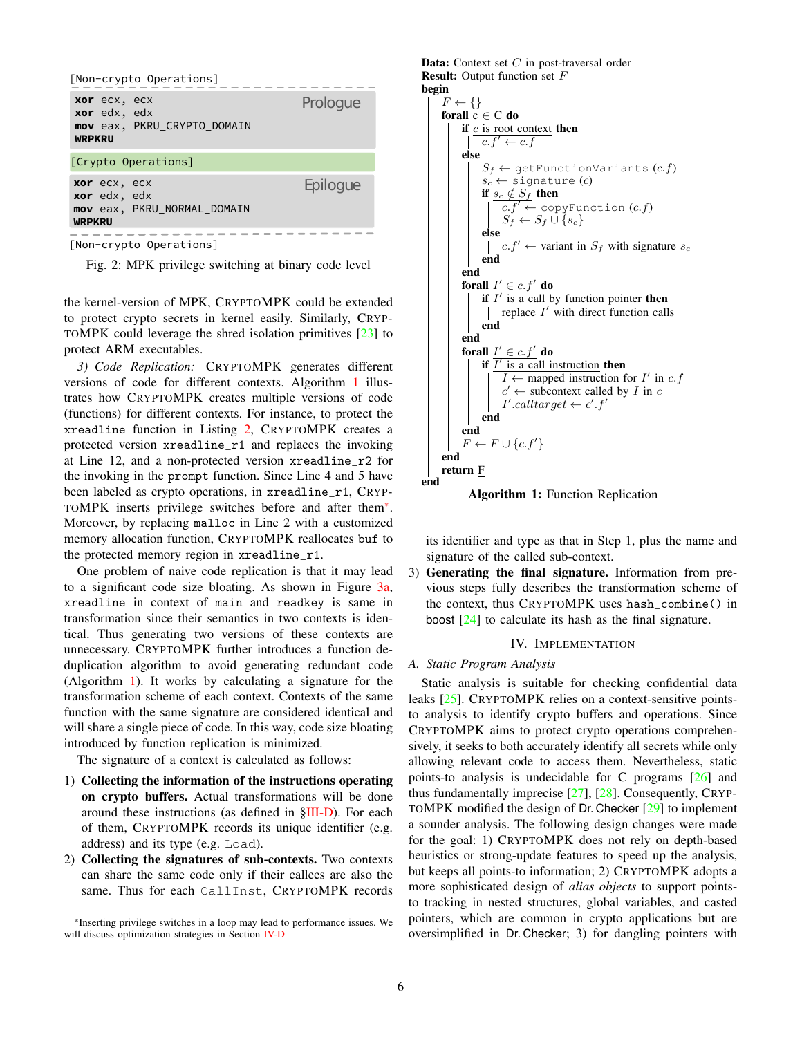```
[Non-crypto Operations]
-----------------------------------------
xor ecx, ecx                     Prologue
xor edx, edx
mov eax, PKRU_CRYPTO_DOMAIN
WRPKRU
-----------------------------------------
[Crypto Operations]
-----------------------------------------
xor ecx, ecx                     Epilogue
xor edx, edx
mov eax, PKRU_NORMAL_DOMAIN
WRPKRU
-----------------------------------------
[Non-crypto Operations]
```

Fig. 2: MPK privilege switching at binary code level

the kernel-version of MPK, CRYPTOMPK could be extended to protect crypto secrets in kernel easily. Similarly, CRYPTOMPK could leverage the shred isolation primitives [23] to protect ARM executables.

*3) Code Replication:* CRYPTOMPK generates different versions of code for different contexts. Algorithm 1 illustrates how CRYPTOMPK creates multiple versions of code (functions) for different contexts. For instance, to protect the `xreadline` function in Listing 2, CRYPTOMPK creates a protected version `xreadline_r1` and replaces the invoking at Line 12, and a non-protected version `xreadline_r2` for the invoking in the `prompt` function. Since Line 4 and 5 have been labeled as crypto operations, in `xreadline_r1`, CRYPTOMPK inserts privilege switches before and after them*. Moreover, by replacing `malloc` in Line 2 with a customized memory allocation function, CRYPTOMPK reallocates `buf` to the protected memory region in `xreadline_r1`.

One problem of naive code replication is that it may lead to a significant code size bloating. As shown in Figure 3a, `xreadline` in context of `main` and `readkey` is same in transformation since their semantics in two contexts is identical. Thus generating two versions of these contexts are unnecessary. CRYPTOMPK further introduces a function deduplication algorithm to avoid generating redundant code (Algorithm 1). It works by calculating a signature for the transformation scheme of each context. Contexts of the same function with the same signature are considered identical and will share a single piece of code. In this way, code size bloating introduced by function replication is minimized.

The signature of a context is calculated as follows:

1) **Collecting the information of the instructions operating on crypto buffers.** Actual transformations will be done around these instructions (as defined in §III-D). For each of them, CRYPTOMPK records its unique identifier (e.g. address) and its type (e.g. `Load`).
2) **Collecting the signatures of sub-contexts.** Two contexts can share the same code only if their callees are also the same. Thus for each `CallInst`, CRYPTOMPK records its identifier and type as that in Step 1, plus the name and signature of the called sub-context.
3) **Generating the final signature.** Information from previous steps fully describes the transformation scheme of the context, thus CRYPTOMPK uses `hash_combine()` in `boost` [24] to calculate its hash as the final signature.

*Inserting privilege switches in a loop may lead to performance issues. We will discuss optimization strategies in Section IV-D

**Data:** Context set $C$ in post-traversal order
**Result:** Output function set $F$
**begin**
  $F \leftarrow \{\}$
  **forall** c ∈ C **do**
    **if** $c$ is root context **then**
      $c.f' \leftarrow c.f$
    **else**
      $S_f \leftarrow$ getFunctionVariants $(c.f)$
      $s_c \leftarrow$ signature $(c)$
      **if** $s_c \notin S_f$ **then**
        $c.f' \leftarrow$ copyFunction $(c.f)$
        $S_f \leftarrow S_f \cup \{s_c\}$
      **else**
        $c.f' \leftarrow$ variant in $S_f$ with signature $s_c$
      **end**
    **end**
    **forall** $I' \in c.f'$ **do**
      **if** $I'$ is a call by function pointer **then**
        replace $I'$ with direct function calls
      **end**
    **end**
    **forall** $I' \in c.f'$ **do**
      **if** $I'$ is a call instruction **then**
        $I \leftarrow$ mapped instruction for $I'$ in $c.f$
        $c' \leftarrow$ subcontext called by $I$ in $c$
        $I'.calltarget \leftarrow c'.f'$
      **end**
    **end**
    $F \leftarrow F \cup \{c.f'\}$
  **end**
  **return** F
**end**

**Algorithm 1:** Function Replication

## IV. IMPLEMENTATION

### A. Static Program Analysis

Static analysis is suitable for checking confidential data leaks [25]. CRYPTOMPK relies on a context-sensitive points-to analysis to identify crypto buffers and operations. Since CRYPTOMPK aims to protect crypto operations comprehensively, it seeks to both accurately identify all secrets while only allowing relevant code to access them. Nevertheless, static points-to analysis is undecidable for C programs [26] and thus fundamentally imprecise [27], [28]. Consequently, CRYPTOMPK modified the design of Dr. Checker [29] to implement a sounder analysis. The following design changes were made for the goal: 1) CRYPTOMPK does not rely on depth-based heuristics or strong-update features to speed up the analysis, but keeps all points-to information; 2) CRYPTOMPK adopts a more sophisticated design of *alias objects* to support points-to tracking in nested structures, global variables, and casted pointers, which are common in crypto applications but are oversimplified in Dr. Checker; 3) for dangling pointers with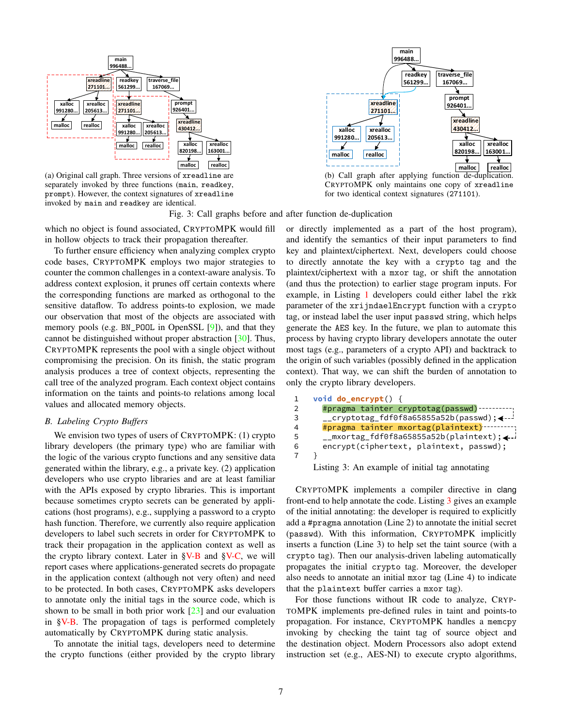(a) Original call graph. Three versions of `xreadline` are separately invoked by three functions (`main`, `readkey`, `prompt`). However, the context signatures of `xreadline` invoked by `main` and `readkey` are identical.

(b) Call graph after applying function de-duplication. CRYPTOMPK only maintains one copy of `xreadline` for two identical context signatures (271101).

Fig. 3: Call graphs before and after function de-duplication

which no object is found associated, CRYPTOMPK would fill in hollow objects to track their propagation thereafter.

To further ensure efficiency when analyzing complex crypto code bases, CRYPTOMPK employs two major strategies to counter the common challenges in a context-aware analysis. To address context explosion, it prunes off certain contexts where the corresponding functions are marked as orthogonal to the sensitive dataflow. To address points-to explosion, we made our observation that most of the objects are associated with memory pools (e.g. `BN_POOL` in OpenSSL [9]), and that they cannot be distinguished without proper abstraction [30]. Thus, CRYPTOMPK represents the pool with a single object without compromising the precision. On its finish, the static program analysis produces a tree of context objects, representing the call tree of the analyzed program. Each context object contains information on the taints and points-to relations among local values and allocated memory objects.

### B. Labeling Crypto Buffers

We envision two types of users of CRYPTOMPK: (1) crypto library developers (the primary type) who are familiar with the logic of the various crypto functions and any sensitive data generated within the library, e.g., a private key. (2) application developers who use crypto libraries and are at least familiar with the APIs exposed by crypto libraries. This is important because sometimes crypto secrets can be generated by applications (host programs), e.g., supplying a password to a crypto hash function. Therefore, we currently also require application developers to label such secrets in order for CRYPTOMPK to track their propagation in the application context as well as the crypto library context. Later in §V-B and §V-C, we will report cases where applications-generated secrets do propagate in the application context (although not very often) and need to be protected. In both cases, CRYPTOMPK asks developers to annotate only the initial tags in the source code, which is shown to be small in both prior work [23] and our evaluation in §V-B. The propagation of tags is performed completely automatically by CRYPTOMPK during static analysis.

To annotate the initial tags, developers need to determine the crypto functions (either provided by the crypto library or directly implemented as a part of the host program), and identify the semantics of their input parameters to find key and plaintext/ciphertext. Next, developers could choose to directly annotate the key with a `crypto` tag and the plaintext/ciphertext with a `mxor` tag, or shift the annotation (and thus the protection) to earlier stage program inputs. For example, in Listing 1 developers could either label the `rkk` parameter of the `xrijndaelEncrypt` function with a `crypto` tag, or instead label the user input `passwd` string, which helps generate the `AES` key. In the future, we plan to automate this process by having crypto library developers annotate the outer most tags (e.g., parameters of a crypto API) and backtrack to the origin of such variables (possibly defined in the application context). That way, we can shift the burden of annotation to only the crypto library developers.

```
1  void do_encrypt() {
2    #pragma tainter cryptotag(passwd)
3    __cryptotag_fdf0f8a65855a52b(passwd);
4    #pragma tainter mxortag(plaintext)
5    __mxortag_fdf0f8a65855a52b(plaintext);
6    encrypt(ciphertext, plaintext, passwd);
7  }
```

Listing 3: An example of initial tag annotating

CRYPTOMPK implements a compiler directive in clang front-end to help annotate the code. Listing 3 gives an example of the initial annotating: the developer is required to explicitly add a `#pragma` annotation (Line 2) to annotate the initial secret (`passwd`). With this information, CRYPTOMPK implicitly inserts a function (Line 3) to help set the taint source (with a `crypto` tag). Then our analysis-driven labeling automatically propagates the initial `crypto` tag. Moreover, the developer also needs to annotate an initial `mxor` tag (Line 4) to indicate that the `plaintext` buffer carries a `mxor` tag).

For those functions without IR code to analyze, CRYPTOMPK implements pre-defined rules in taint and points-to propagation. For instance, CRYPTOMPK handles a `memcpy` invoking by checking the taint tag of source object and the destination object. Modern Processors also adopt extend instruction set (e.g., AES-NI) to execute crypto algorithms,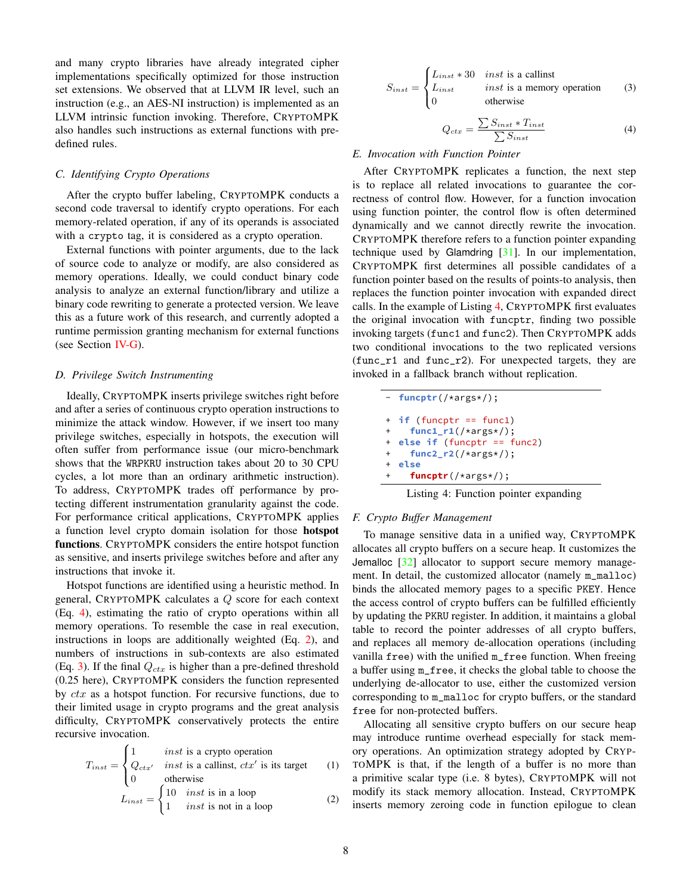and many crypto libraries have already integrated cipher implementations specifically optimized for those instruction set extensions. We observed that at LLVM IR level, such an instruction (e.g., an AES-NI instruction) is implemented as an LLVM intrinsic function invoking. Therefore, CRYPTOMPK also handles such instructions as external functions with predefined rules.

### C. Identifying Crypto Operations

After the crypto buffer labeling, CRYPTOMPK conducts a second code traversal to identify crypto operations. For each memory-related operation, if any of its operands is associated with a `crypto` tag, it is considered as a crypto operation.

External functions with pointer arguments, due to the lack of source code to analyze or modify, are also considered as memory operations. Ideally, we could conduct binary code analysis to analyze an external function/library and utilize a binary code rewriting to generate a protected version. We leave this as a future work of this research, and currently adopted a runtime permission granting mechanism for external functions (see Section IV-G).

### D. Privilege Switch Instrumenting

Ideally, CRYPTOMPK inserts privilege switches right before and after a series of continuous crypto operation instructions to minimize the attack window. However, if we insert too many privilege switches, especially in hotspots, the execution will often suffer from performance issue (our micro-benchmark shows that the WRPKRU instruction takes about 20 to 30 CPU cycles, a lot more than an ordinary arithmetic instruction). To address, CRYPTOMPK trades off performance by protecting different instrumentation granularity against the code. For performance critical applications, CRYPTOMPK applies a function level crypto domain isolation for those **hotspot functions**. CRYPTOMPK considers the entire hotspot function as sensitive, and inserts privilege switches before and after any instructions that invoke it.

Hotspot functions are identified using a heuristic method. In general, CRYPTOMPK calculates a $Q$ score for each context (Eq. 4), estimating the ratio of crypto operations within all memory operations. To resemble the case in real execution, instructions in loops are additionally weighted (Eq. 2), and numbers of instructions in sub-contexts are also estimated (Eq. 3). If the final $Q_{ctx}$ is higher than a pre-defined threshold (0.25 here), CRYPTOMPK considers the function represented by $ctx$ as a hotspot function. For recursive functions, due to their limited usage in crypto programs and the great analysis difficulty, CRYPTOMPK conservatively protects the entire recursive invocation.

$$T_{inst} = \begin{cases} 1 & inst \text{ is a crypto operation} \\ Q_{ctx'} & inst \text{ is a callinst, } ctx' \text{ is its target} \\ 0 & \text{otherwise} \end{cases} \tag{1}$$

$$L_{inst} = \begin{cases} 10 & inst \text{ is in a loop} \\ 1 & inst \text{ is not in a loop} \end{cases} \tag{2}$$

$$S_{inst} = \begin{cases} L_{inst} * 30 & inst \text{ is a callinst} \\ L_{inst} & inst \text{ is a memory operation} \\ 0 & \text{otherwise} \end{cases} \tag{3}$$

$$Q_{ctx} = \frac{\sum S_{inst} * T_{inst}}{\sum S_{inst}} \tag{4}$$

### E. Invocation with Function Pointer

After CRYPTOMPK replicates a function, the next step is to replace all related invocations to guarantee the correctness of control flow. However, for a function invocation using function pointer, the control flow is often determined dynamically and we cannot directly rewrite the invocation. CRYPTOMPK therefore refers to a function pointer expanding technique used by Glamdring [31]. In our implementation, CRYPTOMPK first determines all possible candidates of a function pointer based on the results of points-to analysis, then replaces the function pointer invocation with expanded direct calls. In the example of Listing 4, CRYPTOMPK first evaluates the original invocation with `funcptr`, finding two possible invoking targets (`func1` and `func2`). Then CRYPTOMPK adds two conditional invocations to the two replicated versions (`func_r1` and `func_r2`). For unexpected targets, they are invoked in a fallback branch without replication.

```
- funcptr(/*args*/);

+ if (funcptr == func1)
+   func1_r1(/*args*/);
+ else if (funcptr == func2)
+   func2_r2(/*args*/);
+ else
+   funcptr(/*args*/);
```

Listing 4: Function pointer expanding

### F. Crypto Buffer Management

To manage sensitive data in a unified way, CRYPTOMPK allocates all crypto buffers on a secure heap. It customizes the Jemalloc [32] allocator to support secure memory management. In detail, the customized allocator (namely `m_malloc`) binds the allocated memory pages to a specific PKEY. Hence the access control of crypto buffers can be fulfilled efficiently by updating the PKRU register. In addition, it maintains a global table to record the pointer addresses of all crypto buffers, and replaces all memory de-allocation operations (including vanilla `free`) with the unified `m_free` function. When freeing a buffer using `m_free`, it checks the global table to choose the underlying de-allocator to use, either the customized version corresponding to `m_malloc` for crypto buffers, or the standard `free` for non-protected buffers.

Allocating all sensitive crypto buffers on our secure heap may introduce runtime overhead especially for stack memory operations. An optimization strategy adopted by CRYPTOMPK is that, if the length of a buffer is no more than a primitive scalar type (i.e. 8 bytes), CRYPTOMPK will not modify its stack memory allocation. Instead, CRYPTOMPK inserts memory zeroing code in function epilogue to clean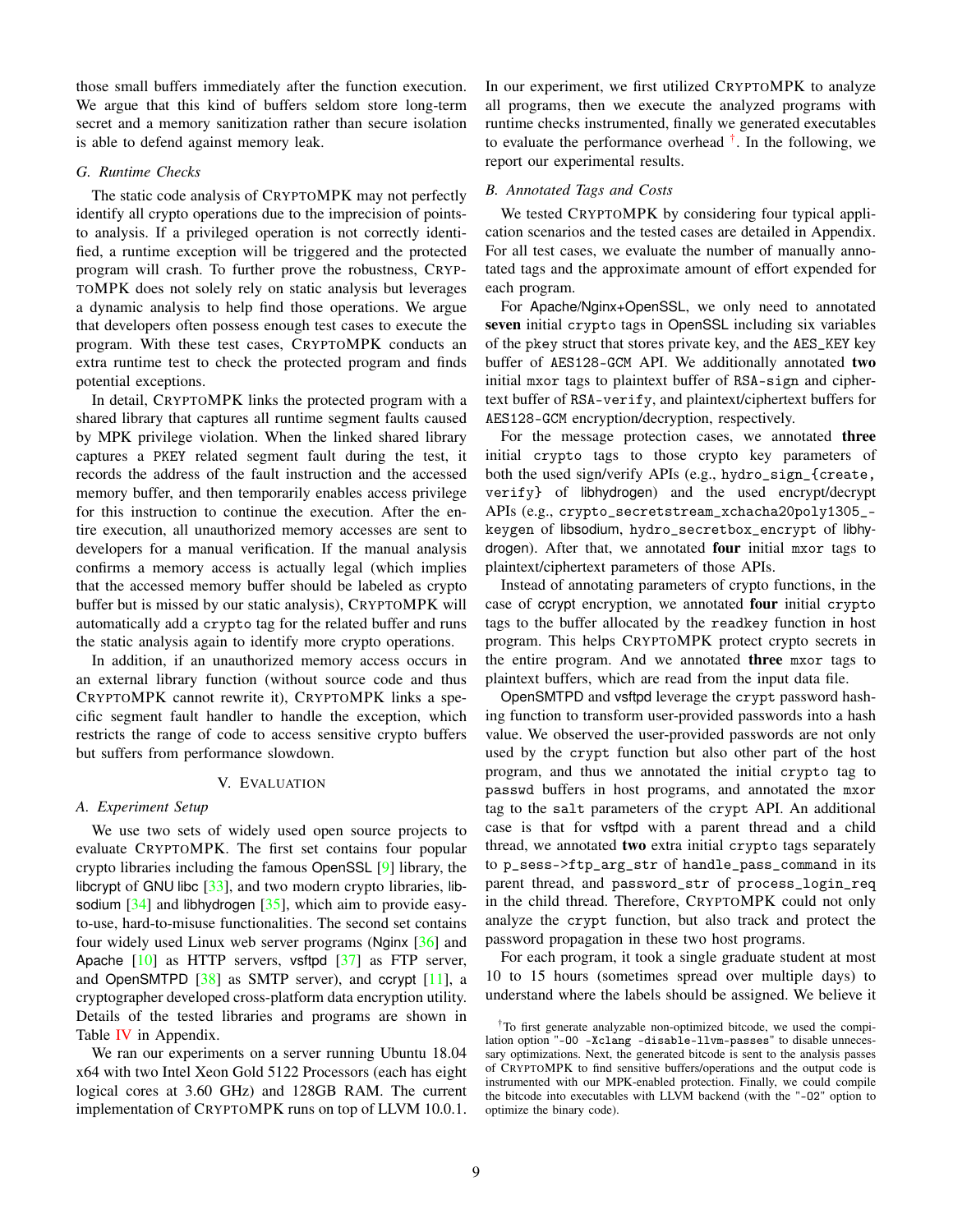those small buffers immediately after the function execution. We argue that this kind of buffers seldom store long-term secret and a memory sanitization rather than secure isolation is able to defend against memory leak.

### G. Runtime Checks

The static code analysis of CRYPTOMPK may not perfectly identify all crypto operations due to the imprecision of points-to analysis. If a privileged operation is not correctly identified, a runtime exception will be triggered and the protected program will crash. To further prove the robustness, CRYPTOMPK does not solely rely on static analysis but leverages a dynamic analysis to help find those operations. We argue that developers often possess enough test cases to execute the program. With these test cases, CRYPTOMPK conducts an extra runtime test to check the protected program and finds potential exceptions.

In detail, CRYPTOMPK links the protected program with a shared library that captures all runtime segment faults caused by MPK privilege violation. When the linked shared library captures a PKEY related segment fault during the test, it records the address of the fault instruction and the accessed memory buffer, and then temporarily enables access privilege for this instruction to continue the execution. After the entire execution, all unauthorized memory accesses are sent to developers for a manual verification. If the manual analysis confirms a memory access is actually legal (which implies that the accessed memory buffer should be labeled as crypto buffer but is missed by our static analysis), CRYPTOMPK will automatically add a `crypto` tag for the related buffer and runs the static analysis again to identify more crypto operations.

In addition, if an unauthorized memory access occurs in an external library function (without source code and thus CRYPTOMPK cannot rewrite it), CRYPTOMPK links a specific segment fault handler to handle the exception, which restricts the range of code to access sensitive crypto buffers but suffers from performance slowdown.

## V. Evaluation

### A. Experiment Setup

We use two sets of widely used open source projects to evaluate CRYPTOMPK. The first set contains four popular crypto libraries including the famous OpenSSL [9] library, the libcrypt of GNU libc [33], and two modern crypto libraries, libsodium [34] and libhydrogen [35], which aim to provide easy-to-use, hard-to-misuse functionalities. The second set contains four widely used Linux web server programs (Nginx [36] and Apache [10] as HTTP servers, vsftpd [37] as FTP server, and OpenSMTPD [38] as SMTP server), and ccrypt [11], a cryptographer developed cross-platform data encryption utility. Details of the tested libraries and programs are shown in Table IV in Appendix.

We ran our experiments on a server running Ubuntu 18.04 x64 with two Intel Xeon Gold 5122 Processors (each has eight logical cores at 3.60 GHz) and 128GB RAM. The current implementation of CRYPTOMPK runs on top of LLVM 10.0.1. In our experiment, we first utilized CRYPTOMPK to analyze all programs, then we execute the analyzed programs with runtime checks instrumented, finally we generated executables to evaluate the performance overhead [†]. In the following, we report our experimental results.

### B. Annotated Tags and Costs

We tested CRYPTOMPK by considering four typical application scenarios and the tested cases are detailed in Appendix. For all test cases, we evaluate the number of manually annotated tags and the approximate amount of effort expended for each program.

For Apache/Nginx+OpenSSL, we only need to annotated **seven** initial `crypto` tags in OpenSSL including six variables of the `pkey` struct that stores private key, and the `AES_KEY` key buffer of `AES128-GCM` API. We additionally annotated **two** initial `mxor` tags to plaintext buffer of `RSA-sign` and ciphertext buffer of `RSA-verify`, and plaintext/ciphertext buffers for `AES128-GCM` encryption/decryption, respectively.

For the message protection cases, we annotated **three** initial `crypto` tags to those crypto key parameters of both the used sign/verify APIs (e.g., `hydro_sign_{create, verify}` of libhydrogen) and the used encrypt/decrypt APIs (e.g., `crypto_secretstream_xchacha20poly1305_keygen` of libsodium, `hydro_secretbox_encrypt` of libhydrogen). After that, we annotated **four** initial `mxor` tags to plaintext/ciphertext parameters of those APIs.

Instead of annotating parameters of crypto functions, in the case of ccrypt encryption, we annotated **four** initial `crypto` tags to the buffer allocated by the `readkey` function in host program. This helps CRYPTOMPK protect crypto secrets in the entire program. And we annotated **three** `mxor` tags to plaintext buffers, which are read from the input data file.

OpenSMTPD and vsftpd leverage the `crypt` password hashing function to transform user-provided passwords into a hash value. We observed the user-provided passwords are not only used by the `crypt` function but also other part of the host program, and thus we annotated the initial `crypto` tag to `passwd` buffers in host programs, and annotated the `mxor` tag to the `salt` parameters of the `crypt` API. An additional case is that for vsftpd with a parent thread and a child thread, we annotated **two** extra initial `crypto` tags separately to `p_sess->ftp_arg_str` of `handle_pass_command` in its parent thread, and `password_str` of `process_login_req` in the child thread. Therefore, CRYPTOMPK could not only analyze the `crypt` function, but also track and protect the password propagation in these two host programs.

For each program, it took a single graduate student at most 10 to 15 hours (sometimes spread over multiple days) to understand where the labels should be assigned. We believe it

[†] To first generate analyzable non-optimized bitcode, we used the compilation option "`-O0 -Xclang -disable-llvm-passes`" to disable unnecessary optimizations. Next, the generated bitcode is sent to the analysis passes of CRYPTOMPK to find sensitive buffers/operations and the output code is instrumented with our MPK-enabled protection. Finally, we could compile the bitcode into executables with LLVM backend (with the "`-O2`" option to optimize the binary code).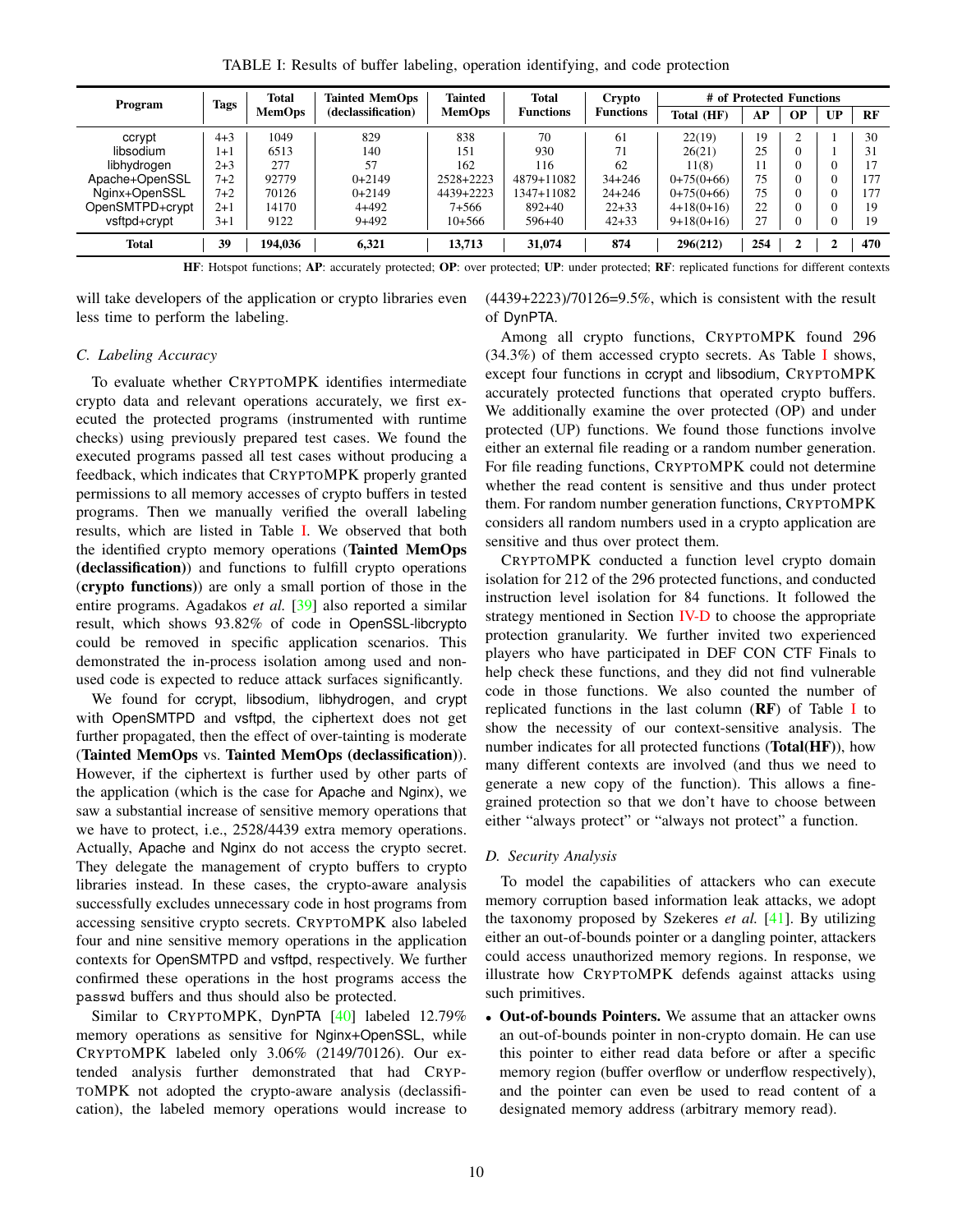TABLE I: Results of buffer labeling, operation identifying, and code protection

| Program | Tags | Total MemOps | Tainted MemOps (declassification) | Tainted MemOps | Total Functions | Crypto Functions | # of Protected Functions | | | | |
|---|---|---|---|---|---|---|---|---|---|---|---|
| | | | | | | | Total (HF) | AP | OP | UP | RF |
| ccrypt | 4+3 | 1049 | 829 | 838 | 70 | 61 | 22(19) | 19 | 2 | 1 | 30 |
| libsodium | 1+1 | 6513 | 140 | 151 | 930 | 71 | 26(21) | 25 | 0 | 1 | 31 |
| libhydrogen | 2+3 | 277 | 57 | 162 | 116 | 62 | 11(8) | 11 | 0 | 0 | 17 |
| Apache+OpenSSL | 7+2 | 92779 | 0+2149 | 2528+2223 | 4879+11082 | 34+246 | 0+75(0+66) | 75 | 0 | 0 | 177 |
| Nginx+OpenSSL | 7+2 | 70126 | 0+2149 | 4439+2223 | 1347+11082 | 24+246 | 0+75(0+66) | 75 | 0 | 0 | 177 |
| OpenSMTPD+crypt | 2+1 | 14170 | 4+492 | 7+566 | 892+40 | 22+33 | 4+18(0+16) | 22 | 0 | 0 | 19 |
| vsftpd+crypt | 3+1 | 9122 | 9+492 | 10+566 | 596+40 | 42+33 | 9+18(0+16) | 27 | 0 | 0 | 19 |
| **Total** | **39** | **194,036** | **6,321** | **13,713** | **31,074** | **874** | **296(212)** | **254** | **2** | **2** | **470** |

**HF**: Hotspot functions; **AP**: accurately protected; **OP**: over protected; **UP**: under protected; **RF**: replicated functions for different contexts

will take developers of the application or crypto libraries even less time to perform the labeling.

### C. Labeling Accuracy

To evaluate whether CryptoMPK identifies intermediate crypto data and relevant operations accurately, we first executed the protected programs (instrumented with runtime checks) using previously prepared test cases. We found the executed programs passed all test cases without producing a feedback, which indicates that CryptoMPK properly granted permissions to all memory accesses of crypto buffers in tested programs. Then we manually verified the overall labeling results, which are listed in Table I. We observed that both the identified crypto memory operations (**Tainted MemOps (declassification)**) and functions to fulfill crypto operations (**crypto functions)**) are only a small portion of those in the entire programs. Agadakos *et al.* [39] also reported a similar result, which shows 93.82% of code in OpenSSL-libcrypto could be removed in specific application scenarios. This demonstrated the in-process isolation among used and non-used code is expected to reduce attack surfaces significantly.

We found for ccrypt, libsodium, libhydrogen, and crypt with OpenSMTPD and vsftpd, the ciphertext does not get further propagated, then the effect of over-tainting is moderate (**Tainted MemOps** vs. **Tainted MemOps (declassification)**). However, if the ciphertext is further used by other parts of the application (which is the case for Apache and Nginx), we saw a substantial increase of sensitive memory operations that we have to protect, i.e., 2528/4439 extra memory operations. Actually, Apache and Nginx do not access the crypto secret. They delegate the management of crypto buffers to crypto libraries instead. In these cases, the crypto-aware analysis successfully excludes unnecessary code in host programs from accessing sensitive crypto secrets. CryptoMPK also labeled four and nine sensitive memory operations in the application contexts for OpenSMTPD and vsftpd, respectively. We further confirmed these operations in the host programs access the `passwd` buffers and thus should also be protected.

Similar to CryptoMPK, DynPTA [40] labeled 12.79% memory operations as sensitive for Nginx+OpenSSL, while CryptoMPK labeled only 3.06% (2149/70126). Our extended analysis further demonstrated that had CryptoMPK not adopted the crypto-aware analysis (declassification), the labeled memory operations would increase to (4439+2223)/70126=9.5%, which is consistent with the result of DynPTA.

Among all crypto functions, CryptoMPK found 296 (34.3%) of them accessed crypto secrets. As Table I shows, except four functions in ccrypt and libsodium, CryptoMPK accurately protected functions that operated crypto buffers. We additionally examine the over protected (OP) and under protected (UP) functions. We found those functions involve either an external file reading or a random number generation. For file reading functions, CryptoMPK could not determine whether the read content is sensitive and thus under protect them. For random number generation functions, CryptoMPK considers all random numbers used in a crypto application are sensitive and thus over protect them.

CryptoMPK conducted a function level crypto domain isolation for 212 of the 296 protected functions, and conducted instruction level isolation for 84 functions. It followed the strategy mentioned in Section IV-D to choose the appropriate protection granularity. We further invited two experienced players who have participated in DEF CON CTF Finals to help check these functions, and they did not find vulnerable code in those functions. We also counted the number of replicated functions in the last column (**RF**) of Table I to show the necessity of our context-sensitive analysis. The number indicates for all protected functions (**Total(HF)**), how many different contexts are involved (and thus we need to generate a new copy of the function). This allows a fine-grained protection so that we don't have to choose between either "always protect" or "always not protect" a function.

### D. Security Analysis

To model the capabilities of attackers who can execute memory corruption based information leak attacks, we adopt the taxonomy proposed by Szekeres *et al.* [41]. By utilizing either an out-of-bounds pointer or a dangling pointer, attackers could access unauthorized memory regions. In response, we illustrate how CryptoMPK defends against attacks using such primitives.

- **Out-of-bounds Pointers.** We assume that an attacker owns an out-of-bounds pointer in non-crypto domain. He can use this pointer to either read data before or after a specific memory region (buffer overflow or underflow respectively), and the pointer can even be used to read content of a designated memory address (arbitrary memory read).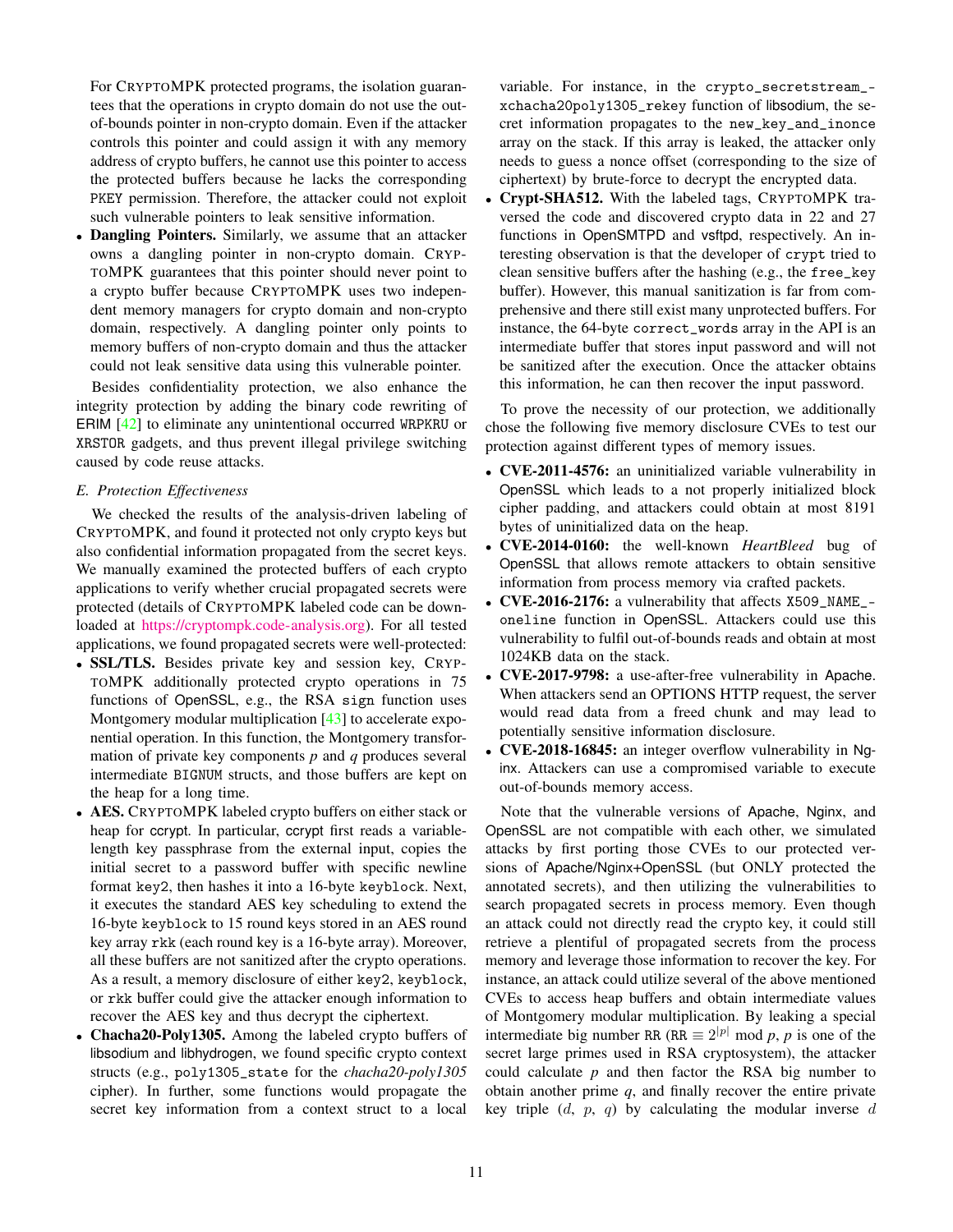For CryptoMPK protected programs, the isolation guarantees that the operations in crypto domain do not use the out-of-bounds pointer in non-crypto domain. Even if the attacker controls this pointer and could assign it with any memory address of crypto buffers, he cannot use this pointer to access the protected buffers because he lacks the corresponding PKEY permission. Therefore, the attacker could not exploit such vulnerable pointers to leak sensitive information.

- **Dangling Pointers.** Similarly, we assume that an attacker owns a dangling pointer in non-crypto domain. CryptoMPK guarantees that this pointer should never point to a crypto buffer because CryptoMPK uses two independent memory managers for crypto domain and non-crypto domain, respectively. A dangling pointer only points to memory buffers of non-crypto domain and thus the attacker could not leak sensitive data using this vulnerable pointer.

Besides confidentiality protection, we also enhance the integrity protection by adding the binary code rewriting of ERIM [42] to eliminate any unintentional occurred `WRPKRU` or `XRSTOR` gadgets, and thus prevent illegal privilege switching caused by code reuse attacks.

### E. Protection Effectiveness

We checked the results of the analysis-driven labeling of CryptoMPK, and found it protected not only crypto keys but also confidential information propagated from the secret keys. We manually examined the protected buffers of each crypto applications to verify whether crucial propagated secrets were protected (details of CryptoMPK labeled code can be downloaded at https://cryptompk.code-analysis.org). For all tested applications, we found propagated secrets were well-protected:

- **SSL/TLS.** Besides private key and session key, CryptoMPK additionally protected crypto operations in 75 functions of OpenSSL, e.g., the RSA `sign` function uses Montgomery modular multiplication [43] to accelerate exponential operation. In this function, the Montgomery transformation of private key components $p$ and $q$ produces several intermediate `BIGNUM` structs, and those buffers are kept on the heap for a long time.
- **AES.** CryptoMPK labeled crypto buffers on either stack or heap for ccrypt. In particular, ccrypt first reads a variable-length key passphrase from the external input, copies the initial secret to a password buffer with specific newline format `key2`, then hashes it into a 16-byte `keyblock`. Next, it executes the standard AES key scheduling to extend the 16-byte `keyblock` to 15 round keys stored in an AES round key array `rkk` (each round key is a 16-byte array). Moreover, all these buffers are not sanitized after the crypto operations. As a result, a memory disclosure of either `key2`, `keyblock`, or `rkk` buffer could give the attacker enough information to recover the AES key and thus decrypt the ciphertext.
- **Chacha20-Poly1305.** Among the labeled crypto buffers of libsodium and libhydrogen, we found specific crypto context structs (e.g., `poly1305_state` for the *chacha20-poly1305* cipher). In further, some functions would propagate the secret key information from a context struct to a local variable. For instance, in the `crypto_secretstream_xchacha20poly1305_rekey` function of libsodium, the secret information propagates to the `new_key_and_inonce` array on the stack. If this array is leaked, the attacker only needs to guess a nonce offset (corresponding to the size of ciphertext) by brute-force to decrypt the encrypted data.
- **Crypt-SHA512.** With the labeled tags, CryptoMPK traversed the code and discovered crypto data in 22 and 27 functions in OpenSMTPD and vsftpd, respectively. An interesting observation is that the developer of `crypt` tried to clean sensitive buffers after the hashing (e.g., the `free_key` buffer). However, this manual sanitization is far from comprehensive and there still exist many unprotected buffers. For instance, the 64-byte `correct_words` array in the API is an intermediate buffer that stores input password and will not be sanitized after the execution. Once the attacker obtains this information, he can then recover the input password.

To prove the necessity of our protection, we additionally chose the following five memory disclosure CVEs to test our protection against different types of memory issues.

- **CVE-2011-4576:** an uninitialized variable vulnerability in OpenSSL which leads to a not properly initialized block cipher padding, and attackers could obtain at most 8191 bytes of uninitialized data on the heap.
- **CVE-2014-0160:** the well-known *HeartBleed* bug of OpenSSL that allows remote attackers to obtain sensitive information from process memory via crafted packets.
- **CVE-2016-2176:** a vulnerability that affects `X509_NAME_oneline` function in OpenSSL. Attackers could use this vulnerability to fulfil out-of-bounds reads and obtain at most 1024KB data on the stack.
- **CVE-2017-9798:** a use-after-free vulnerability in Apache. When attackers send an OPTIONS HTTP request, the server would read data from a freed chunk and may lead to potentially sensitive information disclosure.
- **CVE-2018-16845:** an integer overflow vulnerability in Nginx. Attackers can use a compromised variable to execute out-of-bounds memory access.

Note that the vulnerable versions of Apache, Nginx, and OpenSSL are not compatible with each other, we simulated attacks by first porting those CVEs to our protected versions of Apache/Nginx+OpenSSL (but ONLY protected the annotated secrets), and then utilizing the vulnerabilities to search propagated secrets in process memory. Even though an attack could not directly read the crypto key, it could still retrieve a plentiful of propagated secrets from the process memory and leverage those information to recover the key. For instance, an attack could utilize several of the above mentioned CVEs to access heap buffers and obtain intermediate values of Montgomery modular multiplication. By leaking a special intermediate big number `RR` (`RR` $\equiv 2^{|p|}$ mod $p$, $p$ is one of the secret large primes used in RSA cryptosystem), the attacker could calculate $p$ and then factor the RSA big number to obtain another prime $q$, and finally recover the entire private key triple ($d$, $p$, $q$) by calculating the modular inverse $d$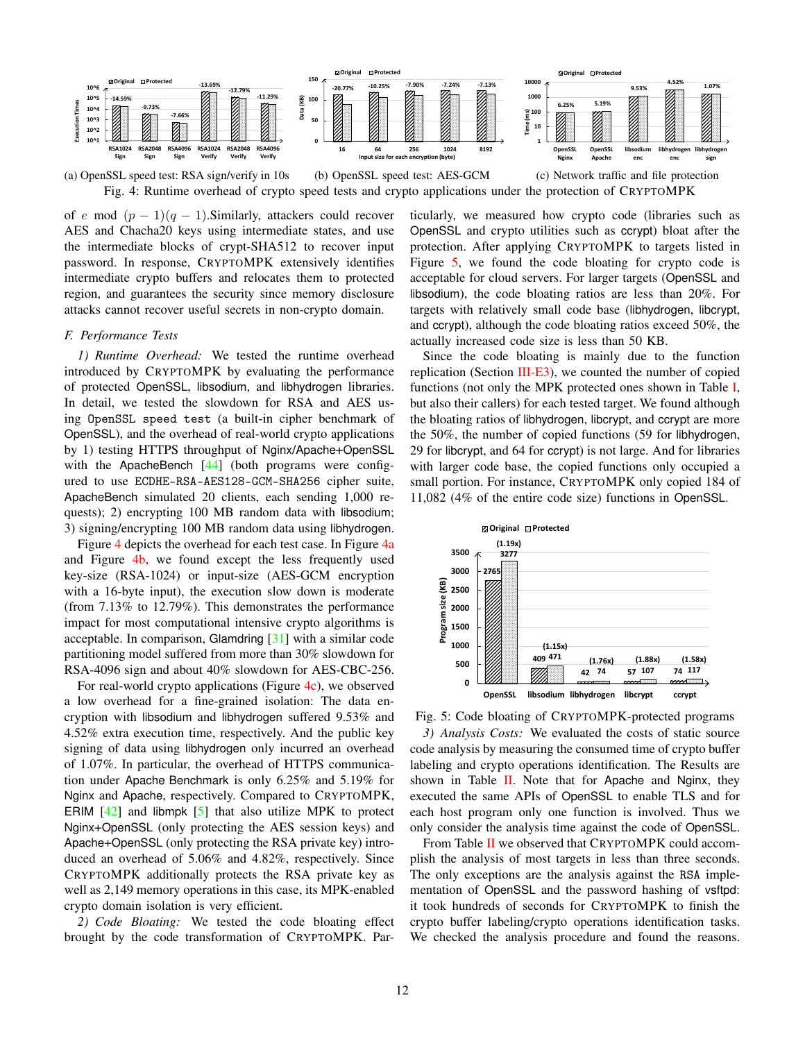(a) OpenSSL speed test: RSA sign/verify in 10s (b) OpenSSL speed test: AES-GCM (c) Network traffic and file protection

Fig. 4: Runtime overhead of crypto speed tests and crypto applications under the protection of CRYPTOMPK

of $e \bmod (p-1)(q-1)$.Similarly, attackers could recover AES and Chacha20 keys using intermediate states, and use the intermediate blocks of crypt-SHA512 to recover input password. In response, CRYPTOMPK extensively identifies intermediate crypto buffers and relocates them to protected region, and guarantees the security since memory disclosure attacks cannot recover useful secrets in non-crypto domain.

### F. Performance Tests

*1) Runtime Overhead:* We tested the runtime overhead introduced by CRYPTOMPK by evaluating the performance of protected OpenSSL, libsodium, and libhydrogen libraries. In detail, we tested the slowdown for RSA and AES using `OpenSSL speed test` (a built-in cipher benchmark of OpenSSL), and the overhead of real-world crypto applications by 1) testing HTTPS throughput of Nginx/Apache+OpenSSL with the ApacheBench [44] (both programs were configured to use `ECDHE-RSA-AES128-GCM-SHA256` cipher suite, ApacheBench simulated 20 clients, each sending 1,000 requests); 2) encrypting 100 MB random data with libsodium; 3) signing/encrypting 100 MB random data using libhydrogen.

Figure 4 depicts the overhead for each test case. In Figure 4a and Figure 4b, we found except the less frequently used key-size (RSA-1024) or input-size (AES-GCM encryption with a 16-byte input), the execution slow down is moderate (from 7.13% to 12.79%). This demonstrates the performance impact for most computational intensive crypto algorithms is acceptable. In comparison, Glamdring [31] with a similar code partitioning model suffered from more than 30% slowdown for RSA-4096 sign and about 40% slowdown for AES-CBC-256.

For real-world crypto applications (Figure 4c), we observed a low overhead for a fine-grained isolation: The data encryption with libsodium and libhydrogen suffered 9.53% and 4.52% extra execution time, respectively. And the public key signing of data using libhydrogen only incurred an overhead of 1.07%. In particular, the overhead of HTTPS communication under Apache Benchmark is only 6.25% and 5.19% for Nginx and Apache, respectively. Compared to CRYPTOMPK, ERIM [42] and libmpk [5] that also utilize MPK to protect Nginx+OpenSSL (only protecting the AES session keys) and Apache+OpenSSL (only protecting the RSA private key) introduced an overhead of 5.06% and 4.82%, respectively. Since CRYPTOMPK additionally protects the RSA private key as well as 2,149 memory operations in this case, its MPK-enabled crypto domain isolation is very efficient.

*2) Code Bloating:* We tested the code bloating effect brought by the code transformation of CRYPTOMPK. Particularly, we measured how crypto code (libraries such as OpenSSL and crypto utilities such as ccrypt) bloat after the protection. After applying CRYPTOMPK to targets listed in Figure 5, we found the code bloating for crypto code is acceptable for cloud servers. For larger targets (OpenSSL and libsodium), the code bloating ratios are less than 20%. For targets with relatively small code base (libhydrogen, libcrypt, and ccrypt), although the code bloating ratios exceed 50%, the actually increased code size is less than 50 KB.

Since the code bloating is mainly due to the function replication (Section III-E3), we counted the number of copied functions (not only the MPK protected ones shown in Table I, but also their callers) for each tested target. We found although the bloating ratios of libhydrogen, libcrypt, and ccrypt are more the 50%, the number of copied functions (59 for libhydrogen, 29 for libcrypt, and 64 for ccrypt) is not large. And for libraries with larger code base, the copied functions only occupied a small portion. For instance, CRYPTOMPK only copied 184 of 11,082 (4% of the entire code size) functions in OpenSSL.

Fig. 5: Code bloating of CRYPTOMPK-protected programs

*3) Analysis Costs:* We evaluated the costs of static source code analysis by measuring the consumed time of crypto buffer labeling and crypto operations identification. The Results are shown in Table II. Note that for Apache and Nginx, they executed the same APIs of OpenSSL to enable TLS and for each host program only one function is involved. Thus we only consider the analysis time against the code of OpenSSL.

From Table II we observed that CRYPTOMPK could accomplish the analysis of most targets in less than three seconds. The only exceptions are the analysis against the RSA implementation of OpenSSL and the password hashing of vsftpd: it took hundreds of seconds for CRYPTOMPK to finish the crypto buffer labeling/crypto operations identification tasks. We checked the analysis procedure and found the reasons.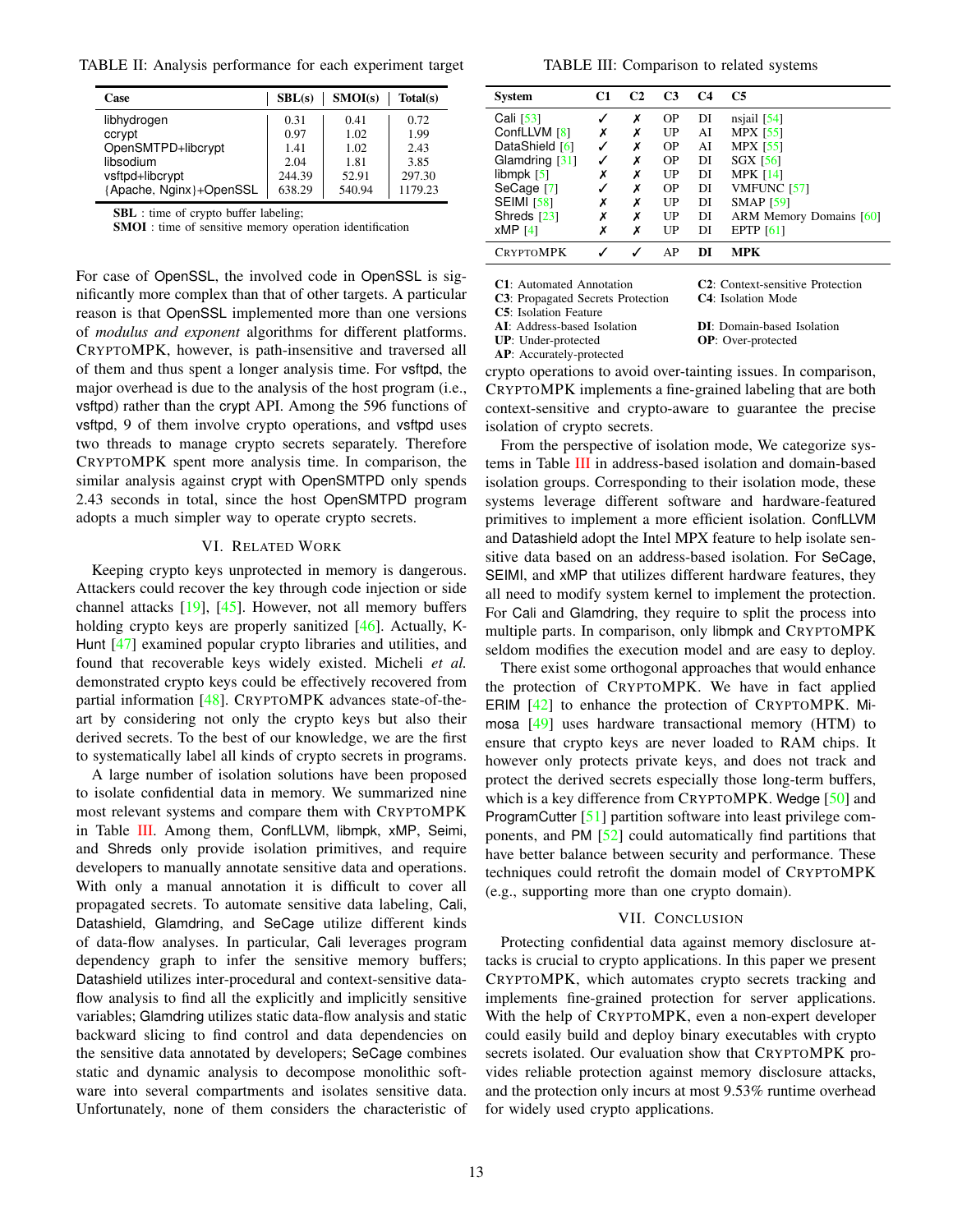TABLE II: Analysis performance for each experiment target

| Case | SBL(s) | SMOI(s) | Total(s) |
|---|---|---|---|
| libhydrogen | 0.31 | 0.41 | 0.72 |
| ccrypt | 0.97 | 1.02 | 1.99 |
| OpenSMTPD+libcrypt | 1.41 | 1.02 | 2.43 |
| libsodium | 2.04 | 1.81 | 3.85 |
| vsftpd+libcrypt | 244.39 | 52.91 | 297.30 |
| {Apache, Nginx}+OpenSSL | 638.29 | 540.94 | 1179.23 |

**SBL** : time of crypto buffer labeling;
**SMOI** : time of sensitive memory operation identification

For case of OpenSSL, the involved code in OpenSSL is significantly more complex than that of other targets. A particular reason is that OpenSSL implemented more than one versions of *modulus and exponent* algorithms for different platforms. CryptoMPK, however, is path-insensitive and traversed all of them and thus spent a longer analysis time. For vsftpd, the major overhead is due to the analysis of the host program (i.e., vsftpd) rather than the crypt API. Among the 596 functions of vsftpd, 9 of them involve crypto operations, and vsftpd uses two threads to manage crypto secrets separately. Therefore CryptoMPK spent more analysis time. In comparison, the similar analysis against crypt with OpenSMTPD only spends 2.43 seconds in total, since the host OpenSMTPD program adopts a much simpler way to operate crypto secrets.

## VI. Related Work

Keeping crypto keys unprotected in memory is dangerous. Attackers could recover the key through code injection or side channel attacks [19], [45]. However, not all memory buffers holding crypto keys are properly sanitized [46]. Actually, K-Hunt [47] examined popular crypto libraries and utilities, and found that recoverable keys widely existed. Micheli *et al.* demonstrated crypto keys could be effectively recovered from partial information [48]. CryptoMPK advances state-of-the-art by considering not only the crypto keys but also their derived secrets. To the best of our knowledge, we are the first to systematically label all kinds of crypto secrets in programs.

A large number of isolation solutions have been proposed to isolate confidential data in memory. We summarized nine most relevant systems and compare them with CryptoMPK in Table III. Among them, ConfLLVM, libmpk, xMP, Seimi, and Shreds only provide isolation primitives, and require developers to manually annotate sensitive data and operations. With only a manual annotation it is difficult to cover all propagated secrets. To automate sensitive data labeling, Cali, Datashield, Glamdring, and SeCage utilize different kinds of data-flow analyses. In particular, Cali leverages program dependency graph to infer the sensitive memory buffers; Datashield utilizes inter-procedural and context-sensitive data-flow analysis to find all the explicitly and implicitly sensitive variables; Glamdring utilizes static data-flow analysis and static backward slicing to find control and data dependencies on the sensitive data annotated by developers; SeCage combines static and dynamic analysis to decompose monolithic software into several compartments and isolates sensitive data. Unfortunately, none of them considers the characteristic of crypto operations to avoid over-tainting issues. In comparison, CryptoMPK implements a fine-grained labeling that are both context-sensitive and crypto-aware to guarantee the precise isolation of crypto secrets.

TABLE III: Comparison to related systems

| System | C1 | C2 | C3 | C4 | C5 |
|---|---|---|---|---|---|
| Cali [53] | ✓ | ✗ | OP | DI | nsjail [54] |
| ConfLLVM [8] | ✗ | ✗ | UP | AI | MPX [55] |
| DataShield [6] | ✓ | ✗ | OP | AI | MPX [55] |
| Glamdring [31] | ✓ | ✗ | OP | DI | SGX [56] |
| libmpk [5] | ✗ | ✗ | UP | DI | MPK [14] |
| SeCage [7] | ✓ | ✗ | OP | DI | VMFUNC [57] |
| SEIMI [58] | ✗ | ✗ | UP | DI | SMAP [59] |
| Shreds [23] | ✗ | ✗ | UP | DI | ARM Memory Domains [60] |
| xMP [4] | ✗ | ✗ | UP | DI | EPTP [61] |
| CryptoMPK | ✓ | ✓ | AP | **DI** | **MPK** |

**C1**: Automated Annotation
**C2**: Context-sensitive Protection
**C3**: Propagated Secrets Protection
**C4**: Isolation Mode
**C5**: Isolation Feature
**AI**: Address-based Isolation
**DI**: Domain-based Isolation
**UP**: Under-protected
**OP**: Over-protected
**AP**: Accurately-protected

From the perspective of isolation mode, We categorize systems in Table III in address-based isolation and domain-based isolation groups. Corresponding to their isolation mode, these systems leverage different software and hardware-featured primitives to implement a more efficient isolation. ConfLLVM and Datashield adopt the Intel MPX feature to help isolate sensitive data based on an address-based isolation. For SeCage, SEIMI, and xMP that utilizes different hardware features, they all need to modify system kernel to implement the protection. For Cali and Glamdring, they require to split the process into multiple parts. In comparison, only libmpk and CryptoMPK seldom modifies the execution model and are easy to deploy.

There exist some orthogonal approaches that would enhance the protection of CryptoMPK. We have in fact applied ERIM [42] to enhance the protection of CryptoMPK. Mimosa [49] uses hardware transactional memory (HTM) to ensure that crypto keys are never loaded to RAM chips. It however only protects private keys, and does not track and protect the derived secrets especially those long-term buffers, which is a key difference from CryptoMPK. Wedge [50] and ProgramCutter [51] partition software into least privilege components, and PM [52] could automatically find partitions that have better balance between security and performance. These techniques could retrofit the domain model of CryptoMPK (e.g., supporting more than one crypto domain).

## VII. Conclusion

Protecting confidential data against memory disclosure attacks is crucial to crypto applications. In this paper we present CryptoMPK, which automates crypto secrets tracking and implements fine-grained protection for server applications. With the help of CryptoMPK, even a non-expert developer could easily build and deploy binary executables with crypto secrets isolated. Our evaluation show that CryptoMPK provides reliable protection against memory disclosure attacks, and the protection only incurs at most 9.53% runtime overhead for widely used crypto applications.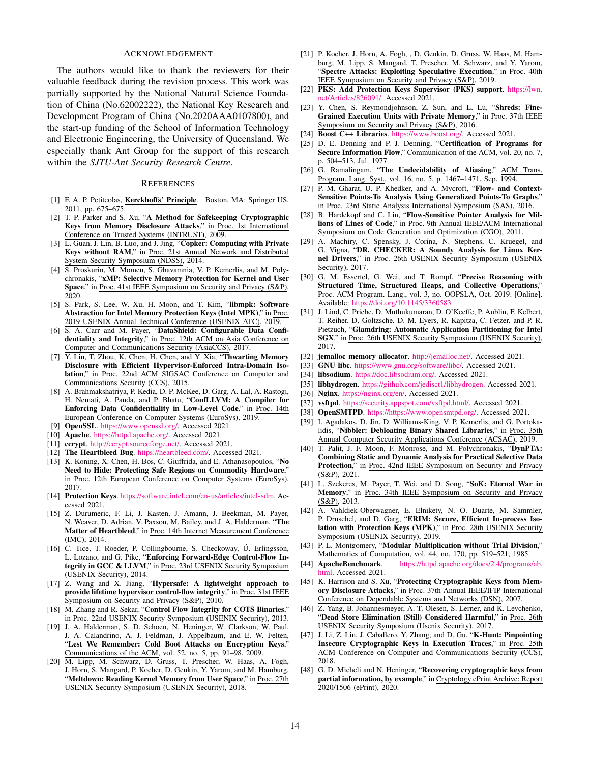## Acknowledgement

The authors would like to thank the reviewers for their valuable feedback during the revision process. This work was partially supported by the National Natural Science Foundation of China (No.62002222), the National Key Research and Development Program of China (No.2020AAA0107800), and the start-up funding of the School of Information Technology and Electronic Engineering, the University of Queensland. We especially thank Ant Group for the support of this research within the *SJTU-Ant Security Research Centre*.

## References

[1] F. A. P. Petitcolas, **Kerckhoffs' Principle**. Boston, MA: Springer US, 2011, pp. 675–675.

[2] T. P. Parker and S. Xu, "**A Method for Safekeeping Cryptographic Keys from Memory Disclosure Attacks**," in Proc. 1st International Conference on Trusted Systems (INTRUST), 2009.

[3] L. Guan, J. Lin, B. Luo, and J. Jing, "**Copker: Computing with Private Keys without RAM**," in Proc. 21st Annual Network and Distributed System Security Symposium (NDSS), 2014.

[4] S. Proskurin, M. Momeu, S. Ghavamnia, V. P. Kemerlis, and M. Polychronakis, "**xMP: Selective Memory Protection for Kernel and User Space**," in Proc. 41st IEEE Symposium on Security and Privacy (S&P), 2020.

[5] S. Park, S. Lee, W. Xu, H. Moon, and T. Kim, "**libmpk: Software Abstraction for Intel Memory Protection Keys (Intel MPK)**," in Proc. 2019 USENIX Annual Technical Conference (USENIX ATC), 2019.

[6] S. A. Carr and M. Payer, "**DataShield: Configurable Data Confidentiality and Integrity**," in Proc. 12th ACM on Asia Conference on Computer and Communications Security (AsiaCCS), 2017.

[7] Y. Liu, T. Zhou, K. Chen, H. Chen, and Y. Xia, "**Thwarting Memory Disclosure with Efficient Hypervisor-Enforced Intra-Domain Isolation**," in Proc. 22nd ACM SIGSAC Conference on Computer and Communications Security (CCS), 2015.

[8] A. Brahmakshatriya, P. Kedia, D. P. McKee, D. Garg, A. Lal, A. Rastogi, H. Nemati, A. Panda, and P. Bhatu, "**ConfLLVM: A Compiler for Enforcing Data Confidentiality in Low-Level Code**," in Proc. 14th European Conference on Computer Systems (EuroSys), 2019.

[9] **OpenSSL**. https://www.openssl.org/. Accessed 2021.

[10] **Apache**. https://httpd.apache.org/. Accessed 2021.

[11] **ccrypt**. http://ccrypt.sourceforge.net/. Accessed 2021.

[12] **The Heartbleed Bug**. https://heartbleed.com/. Accessed 2021.

[13] K. Koning, X. Chen, H. Bos, C. Giuffrida, and E. Athanasopoulos, "**No Need to Hide: Protecting Safe Regions on Commodity Hardware**," in Proc. 12th European Conference on Computer Systems (EuroSys), 2017.

[14] **Protection Keys**. https://software.intel.com/en-us/articles/intel-sdm. Accessed 2021.

[15] Z. Durumeric, F. Li, J. Kasten, J. Amann, J. Beekman, M. Payer, N. Weaver, D. Adrian, V. Paxson, M. Bailey, and J. A. Halderman, "**The Matter of Heartbleed**," in Proc. 14th Internet Measurement Conference (IMC), 2014.

[16] C. Tice, T. Roeder, P. Collingbourne, S. Checkoway, Ú. Erlingsson, L. Lozano, and G. Pike, "**Enforcing Forward-Edge Control-Flow Integrity in GCC & LLVM**," in Proc. 23rd USENIX Security Symposium (USENIX Security), 2014.

[17] Z. Wang and X. Jiang, "**Hypersafe: A lightweight approach to provide lifetime hypervisor control-flow integrity**," in Proc. 31st IEEE Symposium on Security and Privacy (S&P), 2010.

[18] M. Zhang and R. Sekar, "**Control Flow Integrity for COTS Binaries**," in Proc. 22nd USENIX Security Symposium (USENIX Security), 2013.

[19] J. A. Halderman, S. D. Schoen, N. Heninger, W. Clarkson, W. Paul, J. A. Calandrino, A. J. Feldman, J. Appelbaum, and E. W. Felten, "**Lest We Remember: Cold Boot Attacks on Encryption Keys**," Communications of the ACM, vol. 52, no. 5, pp. 91–98, 2009.

[20] M. Lipp, M. Schwarz, D. Gruss, T. Prescher, W. Haas, A. Fogh, J. Horn, S. Mangard, P. Kocher, D. Genkin, Y. Yarom, and M. Hamburg, "**Meltdown: Reading Kernel Memory from User Space**," in Proc. 27th USENIX Security Symposium (USENIX Security), 2018.

[21] P. Kocher, J. Horn, A. Fogh, , D. Genkin, D. Gruss, W. Haas, M. Hamburg, M. Lipp, S. Mangard, T. Prescher, M. Schwarz, and Y. Yarom, "**Spectre Attacks: Exploiting Speculative Execution**," in Proc. 40th IEEE Symposium on Security and Privacy (S&P), 2019.

[22] **PKS: Add Protection Keys Supervisor (PKS) support**. https://lwn.net/Articles/826091/. Accessed 2021.

[23] Y. Chen, S. Reymondjohnson, Z. Sun, and L. Lu, "**Shreds: Fine-Grained Execution Units with Private Memory**," in Proc. 37th IEEE Symposium on Security and Privacy (S&P), 2016.

[24] **Boost C++ Libraries**. https://www.boost.org/. Accessed 2021.

[25] D. E. Denning and P. J. Denning, "**Certification of Programs for Secure Information Flow**," Communication of the ACM, vol. 20, no. 7, p. 504–513, Jul. 1977.

[26] G. Ramalingam, "**The Undecidability of Aliasing**," ACM Trans. Program. Lang. Syst., vol. 16, no. 5, p. 1467–1471, Sep. 1994.

[27] P. M. Gharat, U. P. Khedker, and A. Mycroft, "**Flow- and Context-Sensitive Points-To Analysis Using Generalized Points-To Graphs**," in Proc. 23rd Static Analysis International Symposium (SAS), 2016.

[28] B. Hardekopf and C. Lin, "**Flow-Sensitive Pointer Analysis for Millions of Lines of Code**," in Proc. 9th Annual IEEE/ACM International Symposium on Code Generation and Optimization (CGO), 2011.

[29] A. Machiry, C. Spensky, J. Corina, N. Stephens, C. Kruegel, and G. Vigna, "**DR. CHECKER: A Soundy Analysis for Linux Kernel Drivers**," in Proc. 26th USENIX Security Symposium (USENIX Security), 2017.

[30] G. M. Essertel, G. Wei, and T. Rompf, "**Precise Reasoning with Structured Time, Structured Heaps, and Collective Operations**," Proc. ACM Program. Lang., vol. 3, no. OOPSLA, Oct. 2019. [Online]. Available: https://doi.org/10.1145/3360583

[31] J. Lind, C. Priebe, D. Muthukumaran, D. O'Keeffe, P. Aublin, F. Kelbert, T. Reiher, D. Goltzsche, D. M. Eyers, R. Kapitza, C. Fetzer, and P. R. Pietzuch, "**Glamdring: Automatic Application Partitioning for Intel SGX**," in Proc. 26th USENIX Security Symposium (USENIX Security), 2017.

[32] **jemalloc memory allocator**. http://jemalloc.net/. Accessed 2021.

[33] **GNU libc**. https://www.gnu.org/software/libc/. Accessed 2021.

[34] **libsodium**. https://doc.libsodium.org/. Accessed 2021.

[35] **libhydrogen**. https://github.com/jedisct1/libhydrogen. Accessed 2021.

[36] **Nginx**. https://nginx.org/en/. Accessed 2021.

[37] **vsftpd**. https://security.appspot.com/vsftpd.html/. Accessed 2021.

[38] **OpenSMTPD**. https://https://www.opensmtpd.org/. Accessed 2021.

[39] I. Agadakos, D. Jin, D. Williams-King, V. P. Kemerlis, and G. Portokalidis, "**Nibbler: Debloating Binary Shared Libraries**," in Proc. 35th Annual Computer Security Applications Conference (ACSAC), 2019.

[40] T. Palit, J. F. Moon, F. Monrose, and M. Polychronakis, "**DynPTA: Combining Static and Dynamic Analysis for Practical Selective Data Protection**," in Proc. 42nd IEEE Symposium on Security and Privacy (S&P), 2021.

[41] L. Szekeres, M. Payer, T. Wei, and D. Song, "**SoK: Eternal War in Memory**," in Proc. 34th IEEE Symposium on Security and Privacy (S&P), 2013.

[42] A. Vahldiek-Oberwagner, E. Elnikety, N. O. Duarte, M. Sammler, P. Druschel, and D. Garg, "**ERIM: Secure, Efficient In-process Isolation with Protection Keys (MPK)**," in Proc. 28th USENIX Security Symposium (USENIX Security), 2019.

[43] P. L. Montgomery, "**Modular Multiplication without Trial Division**," Mathematics of Computation, vol. 44, no. 170, pp. 519–521, 1985.

[44] **ApacheBenchmark**. https://httpd.apache.org/docs/2.4/programs/ab.html. Accessed 2021.

[45] K. Harrison and S. Xu, "**Protecting Cryptographic Keys from Memory Disclosure Attacks**," in Proc. 37th Annual IEEE/IFIP International Conference on Dependable Systems and Networks (DSN), 2007.

[46] Z. Yang, B. Johannesmeyer, A. T. Olesen, S. Lerner, and K. Levchenko, "**Dead Store Elimination (Still) Considered Harmful**," in Proc. 26th USENIX Security Symposium (Usenix Security), 2017.

[47] J. Li, Z. Lin, J. Caballero, Y. Zhang, and D. Gu, "**K-Hunt: Pinpointing Insecure Cryptographic Keys in Execution Traces**," in Proc. 25th ACM Conference on Computer and Communications Security (CCS), 2018.

[48] G. D. Micheli and N. Heninger, "**Recovering cryptographic keys from partial information, by example**," in Cryptology ePrint Archive: Report 2020/1506 (ePrint), 2020.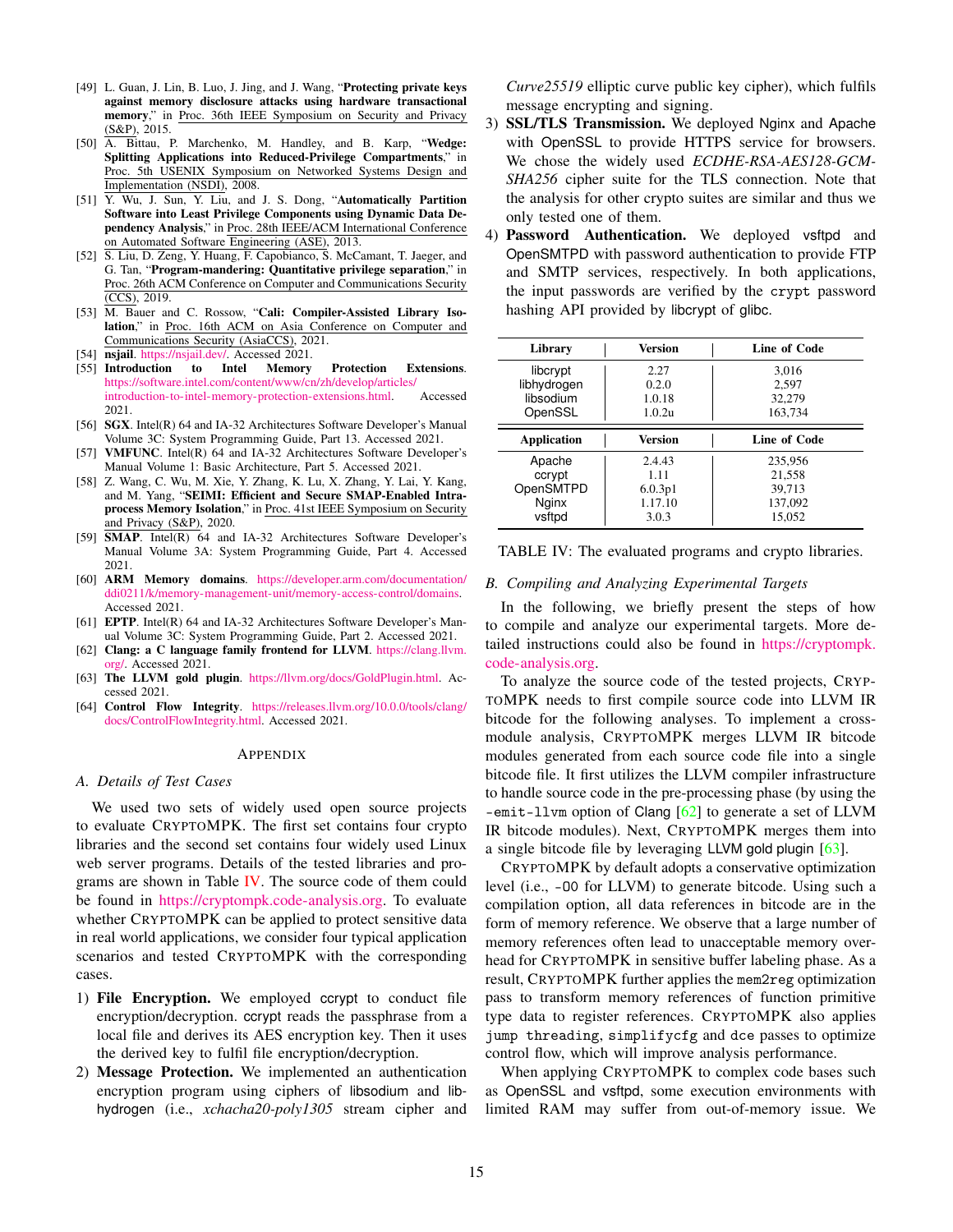[49] L. Guan, J. Lin, B. Luo, J. Jing, and J. Wang, "**Protecting private keys against memory disclosure attacks using hardware transactional memory**," in Proc. 36th IEEE Symposium on Security and Privacy (S&P), 2015.

[50] A. Bittau, P. Marchenko, M. Handley, and B. Karp, "**Wedge: Splitting Applications into Reduced-Privilege Compartments**," in Proc. 5th USENIX Symposium on Networked Systems Design and Implementation (NSDI), 2008.

[51] Y. Wu, J. Sun, Y. Liu, and J. S. Dong, "**Automatically Partition Software into Least Privilege Components using Dynamic Data Dependency Analysis**," in Proc. 28th IEEE/ACM International Conference on Automated Software Engineering (ASE), 2013.

[52] S. Liu, D. Zeng, Y. Huang, F. Capobianco, S. McCamant, T. Jaeger, and G. Tan, "**Program-mandering: Quantitative privilege separation**," in Proc. 26th ACM Conference on Computer and Communications Security (CCS), 2019.

[53] M. Bauer and C. Rossow, "**Cali: Compiler-Assisted Library Isolation**," in Proc. 16th ACM on Asia Conference on Computer and Communications Security (AsiaCCS), 2021.

[54] **nsjail**. https://nsjail.dev/. Accessed 2021.

[55] **Introduction to Intel Memory Protection Extensions**. https://software.intel.com/content/www/cn/zh/develop/articles/introduction-to-intel-memory-protection-extensions.html. Accessed 2021.

[56] **SGX**. Intel(R) 64 and IA-32 Architectures Software Developer's Manual Volume 3C: System Programming Guide, Part 13. Accessed 2021.

[57] **VMFUNC**. Intel(R) 64 and IA-32 Architectures Software Developer's Manual Volume 1: Basic Architecture, Part 5. Accessed 2021.

[58] Z. Wang, C. Wu, M. Xie, Y. Zhang, K. Lu, X. Zhang, Y. Lai, Y. Kang, and M. Yang, "**SEIMI: Efficient and Secure SMAP-Enabled Intra-process Memory Isolation**," in Proc. 41st IEEE Symposium on Security and Privacy (S&P), 2020.

[59] **SMAP**. Intel(R) 64 and IA-32 Architectures Software Developer's Manual Volume 3A: System Programming Guide, Part 4. Accessed 2021.

[60] **ARM Memory domains**. https://developer.arm.com/documentation/ddi0211/k/memory-management-unit/memory-access-control/domains. Accessed 2021.

[61] **EPTP**. Intel(R) 64 and IA-32 Architectures Software Developer's Manual Volume 3C: System Programming Guide, Part 2. Accessed 2021.

[62] **Clang: a C language family frontend for LLVM**. https://clang.llvm.org/. Accessed 2021.

[63] **The LLVM gold plugin**. https://llvm.org/docs/GoldPlugin.html. Accessed 2021.

[64] **Control Flow Integrity**. https://releases.llvm.org/10.0.0/tools/clang/docs/ControlFlowIntegrity.html. Accessed 2021.

# Appendix

## A. Details of Test Cases

We used two sets of widely used open source projects to evaluate CryptoMPK. The first set contains four crypto libraries and the second set contains four widely used Linux web server programs. Details of the tested libraries and programs are shown in Table IV. The source code of them could be found in https://cryptompk.code-analysis.org. To evaluate whether CryptoMPK can be applied to protect sensitive data in real world applications, we consider four typical application scenarios and tested CryptoMPK with the corresponding cases.

1) **File Encryption.** We employed ccrypt to conduct file encryption/decryption. ccrypt reads the passphrase from a local file and derives its AES encryption key. Then it uses the derived key to fulfil file encryption/decryption.
2) **Message Protection.** We implemented an authentication encryption program using ciphers of libsodium and libhydrogen (i.e., *xchacha20-poly1305* stream cipher and *Curve25519* elliptic curve public key cipher), which fulfils message encrypting and signing.
3) **SSL/TLS Transmission.** We deployed Nginx and Apache with OpenSSL to provide HTTPS service for browsers. We chose the widely used *ECDHE-RSA-AES128-GCM-SHA256* cipher suite for the TLS connection. Note that the analysis for other crypto suites are similar and thus we only tested one of them.
4) **Password Authentication.** We deployed vsftpd and OpenSMTPD with password authentication to provide FTP and SMTP services, respectively. In both applications, the input passwords are verified by the `crypt` password hashing API provided by libcrypt of glibc.

| Library | Version | Line of Code |
|---|---|---|
| libcrypt | 2.27 | 3,016 |
| libhydrogen | 0.2.0 | 2,597 |
| libsodium | 1.0.18 | 32,279 |
| OpenSSL | 1.0.2u | 163,734 |
| **Application** | **Version** | **Line of Code** |
| Apache | 2.4.43 | 235,956 |
| ccrypt | 1.11 | 21,558 |
| OpenSMTPD | 6.0.3p1 | 39,713 |
| Nginx | 1.17.10 | 137,092 |
| vsftpd | 3.0.3 | 15,052 |

TABLE IV: The evaluated programs and crypto libraries.

## B. Compiling and Analyzing Experimental Targets

In the following, we briefly present the steps of how to compile and analyze our experimental targets. More detailed instructions could also be found in https://cryptompk.code-analysis.org.

To analyze the source code of the tested projects, CryptoMPK needs to first compile source code into LLVM IR bitcode for the following analyses. To implement a cross-module analysis, CryptoMPK merges LLVM IR bitcode modules generated from each source code file into a single bitcode file. It first utilizes the LLVM compiler infrastructure to handle source code in the pre-processing phase (by using the `-emit-llvm` option of Clang [62] to generate a set of LLVM IR bitcode modules). Next, CryptoMPK merges them into a single bitcode file by leveraging LLVM gold plugin [63].

CryptoMPK by default adopts a conservative optimization level (i.e., `-O0` for LLVM) to generate bitcode. Using such a compilation option, all data references in bitcode are in the form of memory reference. We observe that a large number of memory references often lead to unacceptable memory overhead for CryptoMPK in sensitive buffer labeling phase. As a result, CryptoMPK further applies the `mem2reg` optimization pass to transform memory references of function primitive type data to register references. CryptoMPK also applies `jump threading`, `simplifycfg` and `dce` passes to optimize control flow, which will improve analysis performance.

When applying CryptoMPK to complex code bases such as OpenSSL and vsftpd, some execution environments with limited RAM may suffer from out-of-memory issue. We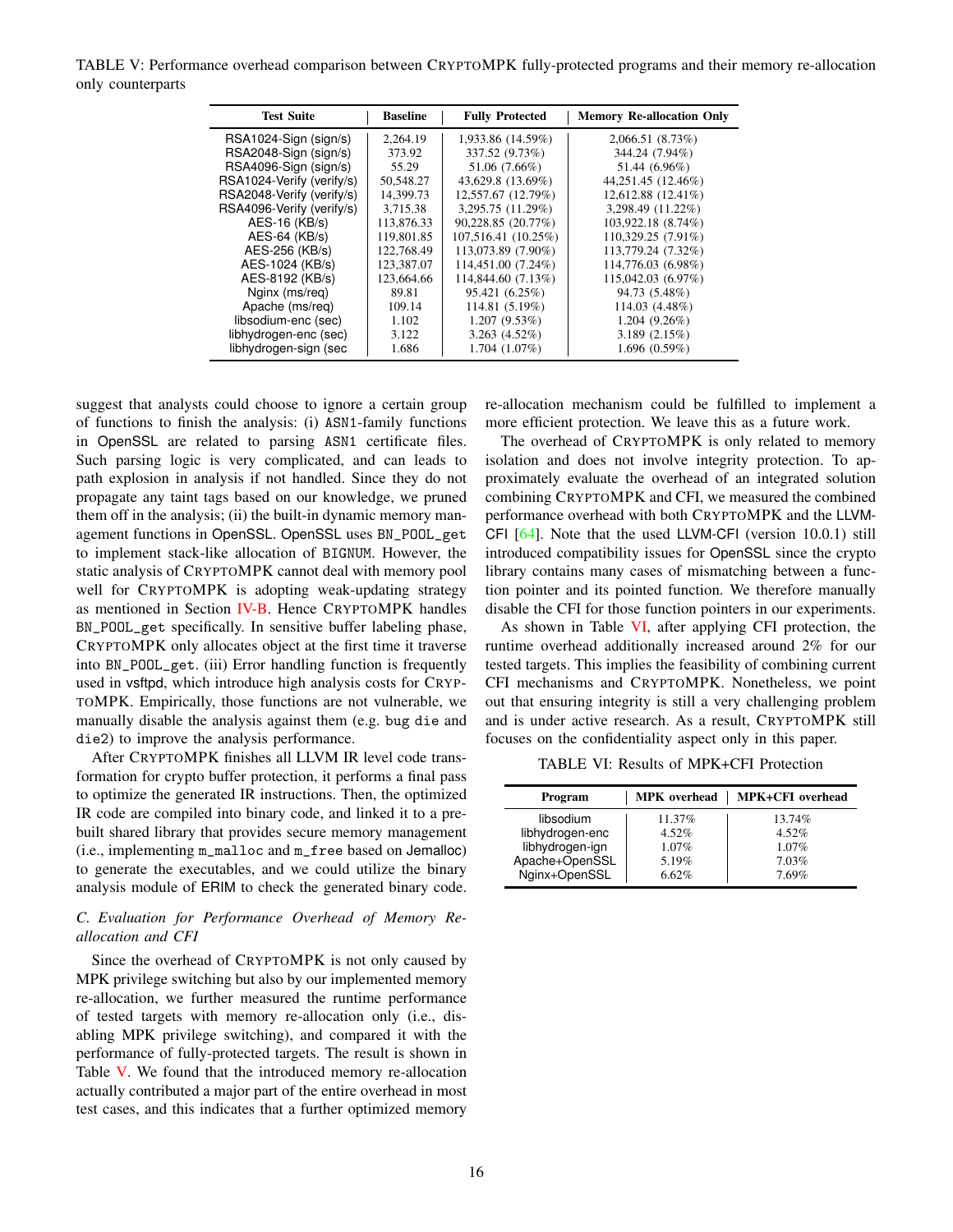TABLE V: Performance overhead comparison between CRYPTOMPK fully-protected programs and their memory re-allocation only counterparts

| Test Suite | Baseline | Fully Protected | Memory Re-allocation Only |
|---|---|---|---|
| RSA1024-Sign (sign/s) | 2,264.19 | 1,933.86 (14.59%) | 2,066.51 (8.73%) |
| RSA2048-Sign (sign/s) | 373.92 | 337.52 (9.73%) | 344.24 (7.94%) |
| RSA4096-Sign (sign/s) | 55.29 | 51.06 (7.66%) | 51.44 (6.96%) |
| RSA1024-Verify (verify/s) | 50,548.27 | 43,629.8 (13.69%) | 44,251.45 (12.46%) |
| RSA2048-Verify (verify/s) | 14,399.73 | 12,557.67 (12.79%) | 12,612.88 (12.41%) |
| RSA4096-Verify (verify/s) | 3,715.38 | 3,295.75 (11.29%) | 3,298.49 (11.22%) |
| AES-16 (KB/s) | 113,876.33 | 90,228.85 (20.77%) | 103,922.18 (8.74%) |
| AES-64 (KB/s) | 119,801.85 | 107,516.41 (10.25%) | 110,329.25 (7.91%) |
| AES-256 (KB/s) | 122,768.49 | 113,073.89 (7.90%) | 113,779.24 (7.32%) |
| AES-1024 (KB/s) | 123,387.07 | 114,451.00 (7.24%) | 114,776.03 (6.98%) |
| AES-8192 (KB/s) | 123,664.66 | 114,844.60 (7.13%) | 115,042.03 (6.97%) |
| Nginx (ms/req) | 89.81 | 95.421 (6.25%) | 94.73 (5.48%) |
| Apache (ms/req) | 109.14 | 114.81 (5.19%) | 114.03 (4.48%) |
| libsodium-enc (sec) | 1.102 | 1.207 (9.53%) | 1.204 (9.26%) |
| libhydrogen-enc (sec) | 3.122 | 3.263 (4.52%) | 3.189 (2.15%) |
| libhydrogen-sign (sec | 1.686 | 1.704 (1.07%) | 1.696 (0.59%) |

suggest that analysts could choose to ignore a certain group of functions to finish the analysis: (i) ASN1-family functions in OpenSSL are related to parsing ASN1 certificate files. Such parsing logic is very complicated, and can leads to path explosion in analysis if not handled. Since they do not propagate any taint tags based on our knowledge, we pruned them off in the analysis; (ii) the built-in dynamic memory management functions in OpenSSL. OpenSSL uses BN_POOL_get to implement stack-like allocation of BIGNUM. However, the static analysis of CRYPTOMPK cannot deal with memory pool well for CRYPTOMPK is adopting weak-updating strategy as mentioned in Section IV-B. Hence CRYPTOMPK handles BN_POOL_get specifically. In sensitive buffer labeling phase, CRYPTOMPK only allocates object at the first time it traverse into BN_POOL_get. (iii) Error handling function is frequently used in vsftpd, which introduce high analysis costs for CRYPTOMPK. Empirically, those functions are not vulnerable, we manually disable the analysis against them (e.g. bug die and die2) to improve the analysis performance.

After CRYPTOMPK finishes all LLVM IR level code transformation for crypto buffer protection, it performs a final pass to optimize the generated IR instructions. Then, the optimized IR code are compiled into binary code, and linked it to a pre-built shared library that provides secure memory management (i.e., implementing m_malloc and m_free based on Jemalloc) to generate the executables, and we could utilize the binary analysis module of ERIM to check the generated binary code.

### C. Evaluation for Performance Overhead of Memory Re-allocation and CFI

Since the overhead of CRYPTOMPK is not only caused by MPK privilege switching but also by our implemented memory re-allocation, we further measured the runtime performance of tested targets with memory re-allocation only (i.e., disabling MPK privilege switching), and compared it with the performance of fully-protected targets. The result is shown in Table V. We found that the introduced memory re-allocation actually contributed a major part of the entire overhead in most test cases, and this indicates that a further optimized memory re-allocation mechanism could be fulfilled to implement a more efficient protection. We leave this as a future work.

The overhead of CRYPTOMPK is only related to memory isolation and does not involve integrity protection. To approximately evaluate the overhead of an integrated solution combining CRYPTOMPK and CFI, we measured the combined performance overhead with both CRYPTOMPK and the LLVM-CFI [64]. Note that the used LLVM-CFI (version 10.0.1) still introduced compatibility issues for OpenSSL since the crypto library contains many cases of mismatching between a function pointer and its pointed function. We therefore manually disable the CFI for those function pointers in our experiments.

As shown in Table VI, after applying CFI protection, the runtime overhead additionally increased around 2% for our tested targets. This implies the feasibility of combining current CFI mechanisms and CRYPTOMPK. Nonetheless, we point out that ensuring integrity is still a very challenging problem and is under active research. As a result, CRYPTOMPK still focuses on the confidentiality aspect only in this paper.

TABLE VI: Results of MPK+CFI Protection

| Program | MPK overhead | MPK+CFI overhead |
|---|---|---|
| libsodium | 11.37% | 13.74% |
| libhydrogen-enc | 4.52% | 4.52% |
| libhydrogen-ign | 1.07% | 1.07% |
| Apache+OpenSSL | 5.19% | 7.03% |
| Nginx+OpenSSL | 6.62% | 7.69% |